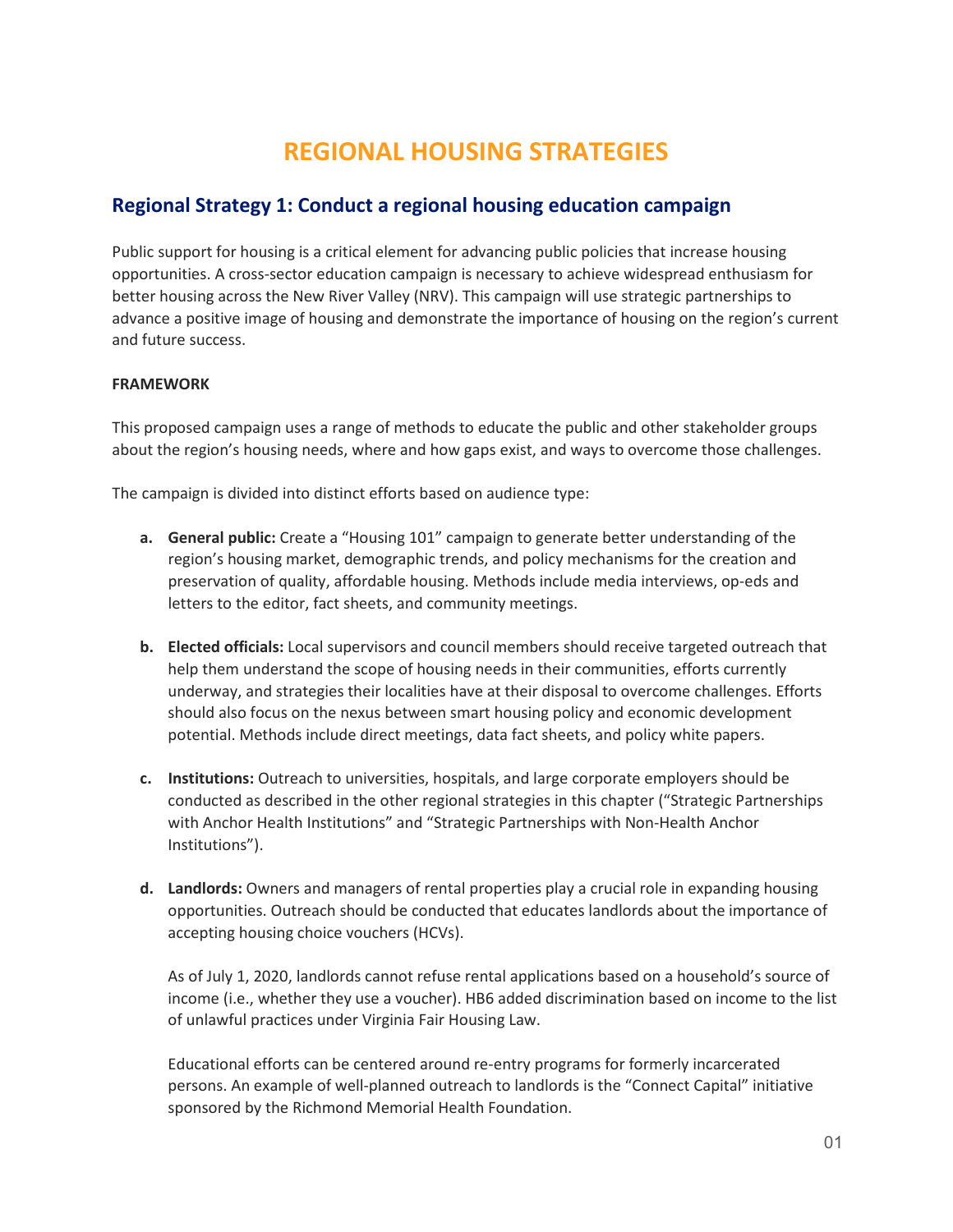# REGIONAL HOUSING STRATEGIES

## Regional Strategy 1: Conduct a regional housing education campaign

Public support for housing is a critical element for advancing public policies that increase housing opportunities. A cross-sector education campaign is necessary to achieve widespread enthusiasm for better housing across the New River Valley (NRV). This campaign will use strategic partnerships to advance a positive image of housing and demonstrate the importance of housing on the region's current and future success.

**FRAMEWORK**

This proposed campaign uses a range of methods to educate the public and other stakeholder groups about the region's housing needs, where and how gaps exist, and ways to overcome those challenges.

The campaign is divided into distinct efforts based on audience type:

a. **General public:** Create a "Housing 101" campaign to generate better understanding of the region's housing market, demographic trends, and policy mechanisms for the creation and preservation of quality, affordable housing. Methods include media interviews, op-eds and letters to the editor, fact sheets, and community meetings.

b. **Elected officials:** Local supervisors and council members should receive targeted outreach that help them understand the scope of housing needs in their communities, efforts currently underway, and strategies their localities have at their disposal to overcome challenges. Efforts should also focus on the nexus between smart housing policy and economic development potential. Methods include direct meetings, data fact sheets, and policy white papers.

c. **Institutions:** Outreach to universities, hospitals, and large corporate employers should be conducted as described in the other regional strategies in this chapter ("Strategic Partnerships with Anchor Health Institutions" and "Strategic Partnerships with Non-Health Anchor Institutions").

d. **Landlords:** Owners and managers of rental properties play a crucial role in expanding housing opportunities. Outreach should be conducted that educates landlords about the importance of accepting housing choice vouchers (HCVs).

   As of July 1, 2020, landlords cannot refuse rental applications based on a household's source of income (i.e., whether they use a voucher). HB6 added discrimination based on income to the list of unlawful practices under Virginia Fair Housing Law.

   Educational efforts can be centered around re-entry programs for formerly incarcerated persons. An example of well-planned outreach to landlords is the "Connect Capital" initiative sponsored by the Richmond Memorial Health Foundation.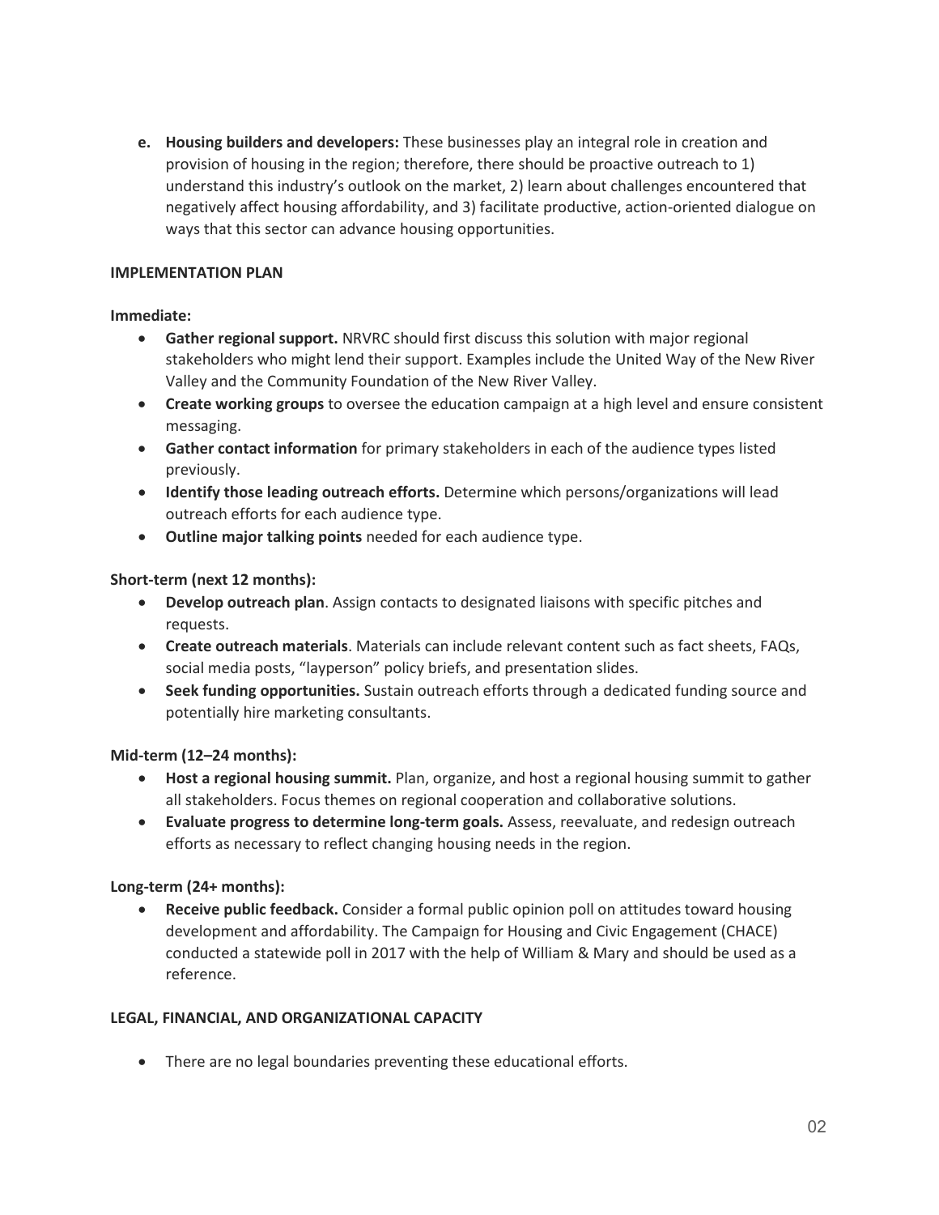e. **Housing builders and developers:** These businesses play an integral role in creation and provision of housing in the region; therefore, there should be proactive outreach to 1) understand this industry's outlook on the market, 2) learn about challenges encountered that negatively affect housing affordability, and 3) facilitate productive, action-oriented dialogue on ways that this sector can advance housing opportunities.

## IMPLEMENTATION PLAN

**Immediate:**

- **Gather regional support.** NRVRC should first discuss this solution with major regional stakeholders who might lend their support. Examples include the United Way of the New River Valley and the Community Foundation of the New River Valley.
- **Create working groups** to oversee the education campaign at a high level and ensure consistent messaging.
- **Gather contact information** for primary stakeholders in each of the audience types listed previously.
- **Identify those leading outreach efforts.** Determine which persons/organizations will lead outreach efforts for each audience type.
- **Outline major talking points** needed for each audience type.

**Short-term (next 12 months):**

- **Develop outreach plan**. Assign contacts to designated liaisons with specific pitches and requests.
- **Create outreach materials**. Materials can include relevant content such as fact sheets, FAQs, social media posts, "layperson" policy briefs, and presentation slides.
- **Seek funding opportunities.** Sustain outreach efforts through a dedicated funding source and potentially hire marketing consultants.

**Mid-term (12–24 months):**

- **Host a regional housing summit.** Plan, organize, and host a regional housing summit to gather all stakeholders. Focus themes on regional cooperation and collaborative solutions.
- **Evaluate progress to determine long-term goals.** Assess, reevaluate, and redesign outreach efforts as necessary to reflect changing housing needs in the region.

**Long-term (24+ months):**

- **Receive public feedback.** Consider a formal public opinion poll on attitudes toward housing development and affordability. The Campaign for Housing and Civic Engagement (CHACE) conducted a statewide poll in 2017 with the help of William & Mary and should be used as a reference.

## LEGAL, FINANCIAL, AND ORGANIZATIONAL CAPACITY

- There are no legal boundaries preventing these educational efforts.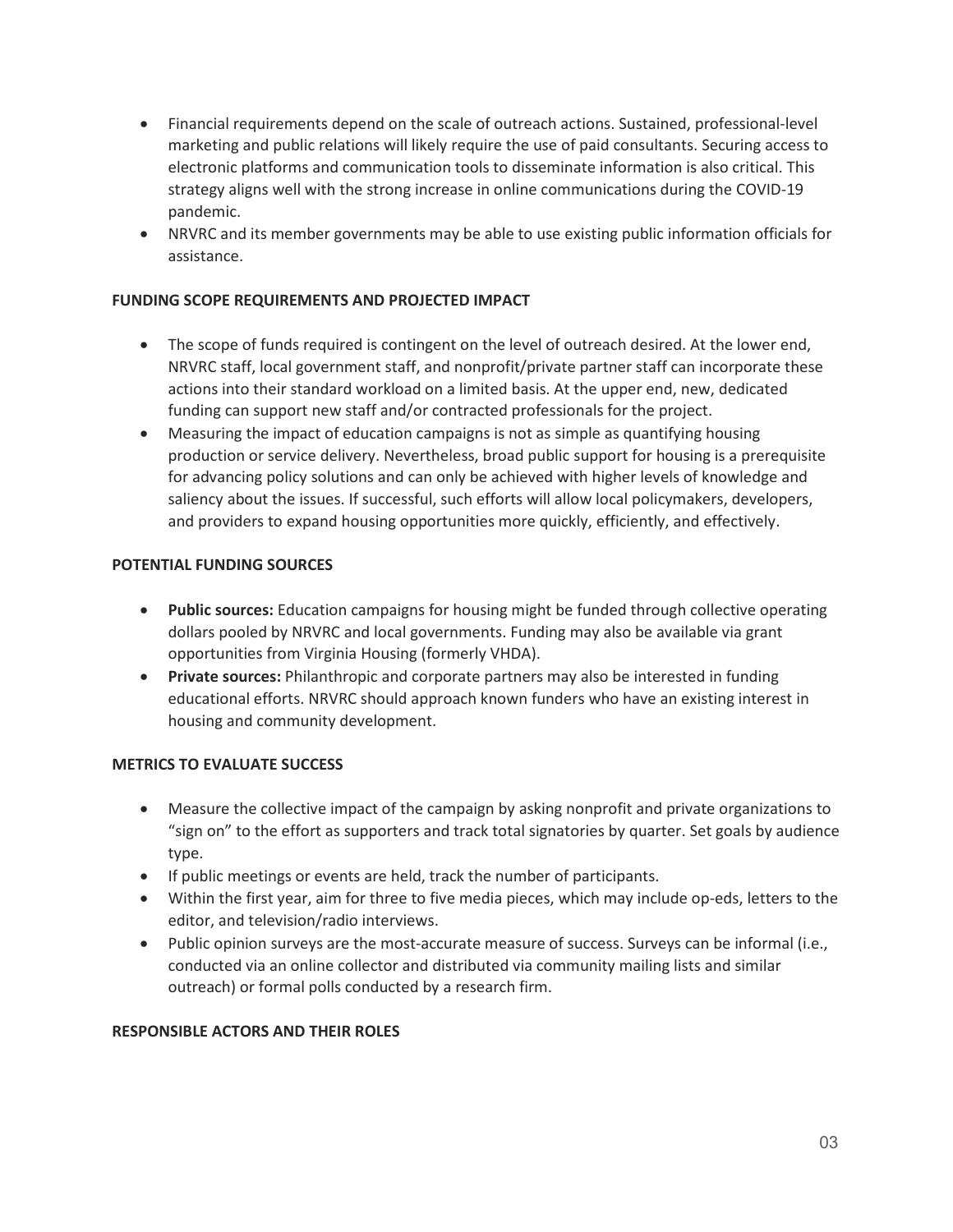- Financial requirements depend on the scale of outreach actions. Sustained, professional-level marketing and public relations will likely require the use of paid consultants. Securing access to electronic platforms and communication tools to disseminate information is also critical. This strategy aligns well with the strong increase in online communications during the COVID-19 pandemic.
- NRVRC and its member governments may be able to use existing public information officials for assistance.

**FUNDING SCOPE REQUIREMENTS AND PROJECTED IMPACT**

- The scope of funds required is contingent on the level of outreach desired. At the lower end, NRVRC staff, local government staff, and nonprofit/private partner staff can incorporate these actions into their standard workload on a limited basis. At the upper end, new, dedicated funding can support new staff and/or contracted professionals for the project.
- Measuring the impact of education campaigns is not as simple as quantifying housing production or service delivery. Nevertheless, broad public support for housing is a prerequisite for advancing policy solutions and can only be achieved with higher levels of knowledge and saliency about the issues. If successful, such efforts will allow local policymakers, developers, and providers to expand housing opportunities more quickly, efficiently, and effectively.

**POTENTIAL FUNDING SOURCES**

- **Public sources:** Education campaigns for housing might be funded through collective operating dollars pooled by NRVRC and local governments. Funding may also be available via grant opportunities from Virginia Housing (formerly VHDA).
- **Private sources:** Philanthropic and corporate partners may also be interested in funding educational efforts. NRVRC should approach known funders who have an existing interest in housing and community development.

**METRICS TO EVALUATE SUCCESS**

- Measure the collective impact of the campaign by asking nonprofit and private organizations to "sign on" to the effort as supporters and track total signatories by quarter. Set goals by audience type.
- If public meetings or events are held, track the number of participants.
- Within the first year, aim for three to five media pieces, which may include op-eds, letters to the editor, and television/radio interviews.
- Public opinion surveys are the most-accurate measure of success. Surveys can be informal (i.e., conducted via an online collector and distributed via community mailing lists and similar outreach) or formal polls conducted by a research firm.

**RESPONSIBLE ACTORS AND THEIR ROLES**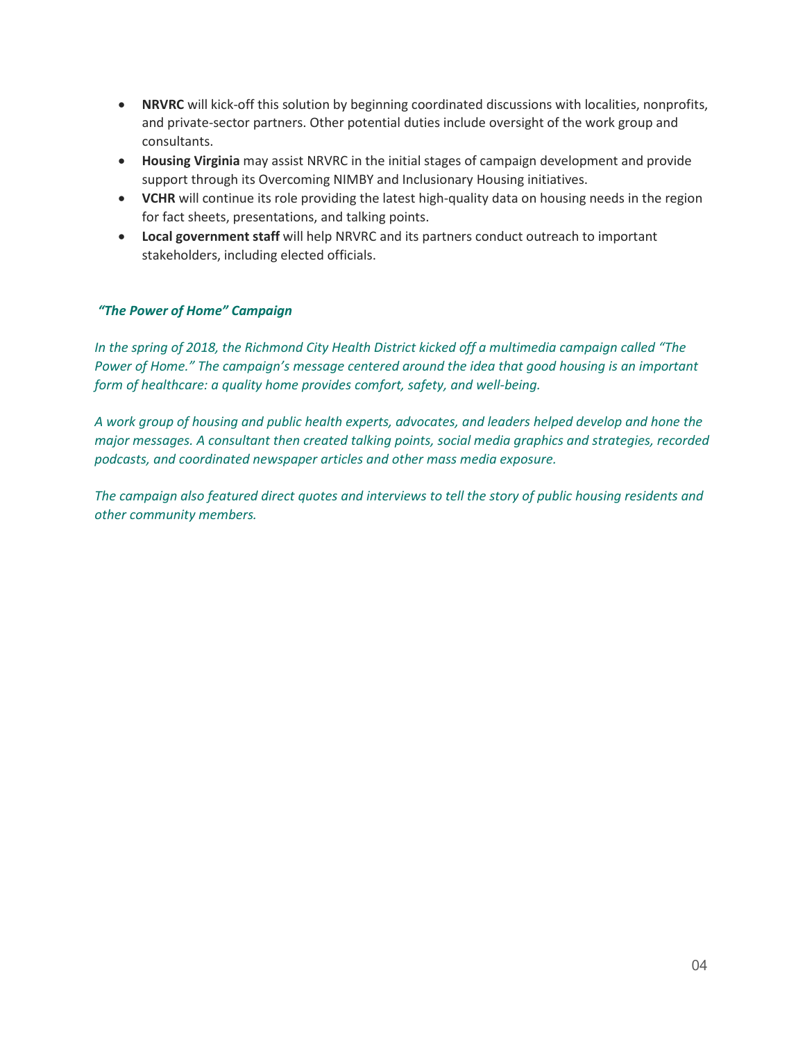- **NRVRC** will kick-off this solution by beginning coordinated discussions with localities, nonprofits, and private-sector partners. Other potential duties include oversight of the work group and consultants.
- **Housing Virginia** may assist NRVRC in the initial stages of campaign development and provide support through its Overcoming NIMBY and Inclusionary Housing initiatives.
- **VCHR** will continue its role providing the latest high-quality data on housing needs in the region for fact sheets, presentations, and talking points.
- **Local government staff** will help NRVRC and its partners conduct outreach to important stakeholders, including elected officials.

***"The Power of Home" Campaign***

*In the spring of 2018, the Richmond City Health District kicked off a multimedia campaign called "The Power of Home." The campaign's message centered around the idea that good housing is an important form of healthcare: a quality home provides comfort, safety, and well-being.*

*A work group of housing and public health experts, advocates, and leaders helped develop and hone the major messages. A consultant then created talking points, social media graphics and strategies, recorded podcasts, and coordinated newspaper articles and other mass media exposure.*

*The campaign also featured direct quotes and interviews to tell the story of public housing residents and other community members.*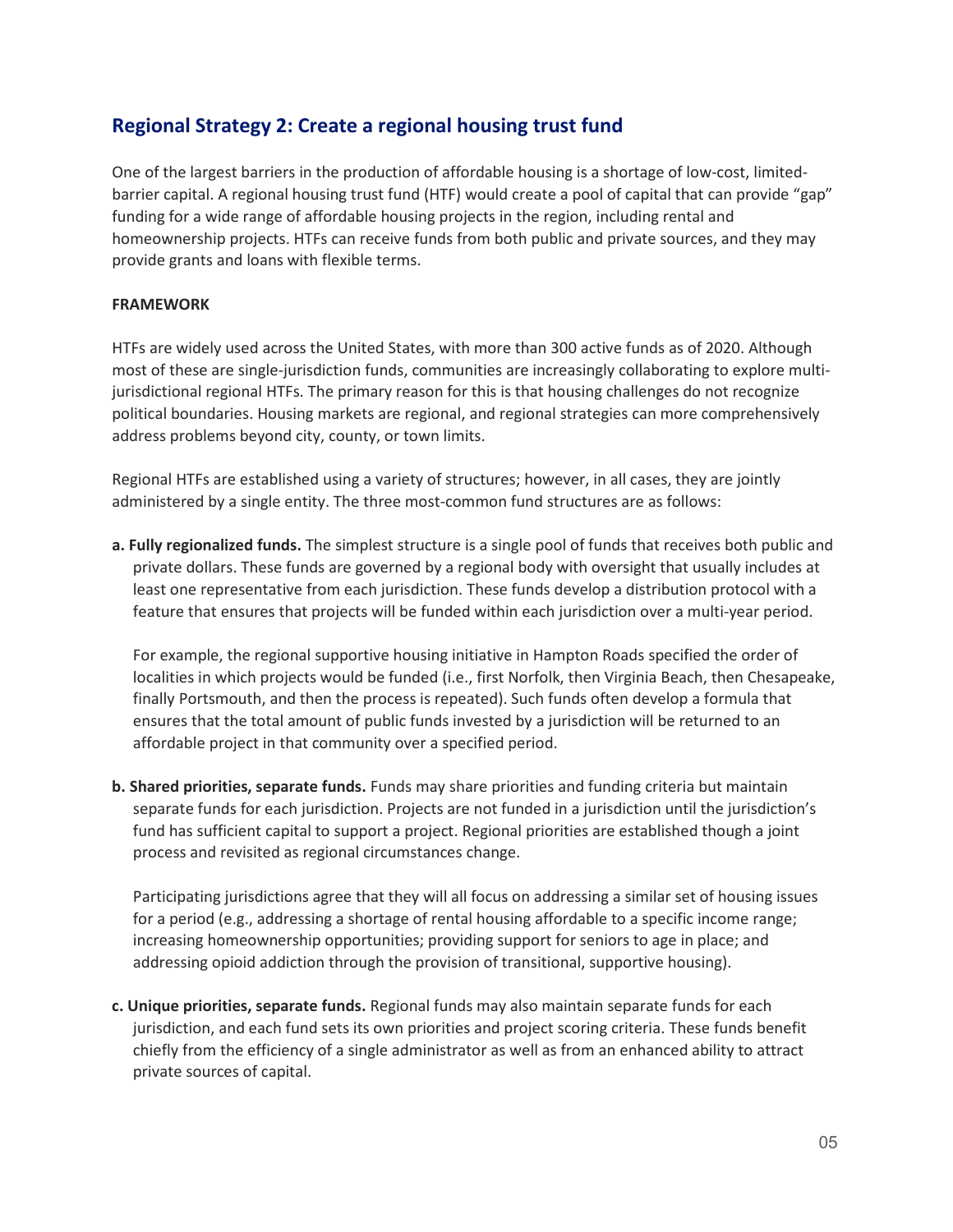## Regional Strategy 2: Create a regional housing trust fund

One of the largest barriers in the production of affordable housing is a shortage of low-cost, limited-barrier capital. A regional housing trust fund (HTF) would create a pool of capital that can provide "gap" funding for a wide range of affordable housing projects in the region, including rental and homeownership projects. HTFs can receive funds from both public and private sources, and they may provide grants and loans with flexible terms.

**FRAMEWORK**

HTFs are widely used across the United States, with more than 300 active funds as of 2020. Although most of these are single-jurisdiction funds, communities are increasingly collaborating to explore multi-jurisdictional regional HTFs. The primary reason for this is that housing challenges do not recognize political boundaries. Housing markets are regional, and regional strategies can more comprehensively address problems beyond city, county, or town limits.

Regional HTFs are established using a variety of structures; however, in all cases, they are jointly administered by a single entity. The three most-common fund structures are as follows:

**a. Fully regionalized funds.** The simplest structure is a single pool of funds that receives both public and private dollars. These funds are governed by a regional body with oversight that usually includes at least one representative from each jurisdiction. These funds develop a distribution protocol with a feature that ensures that projects will be funded within each jurisdiction over a multi-year period.

For example, the regional supportive housing initiative in Hampton Roads specified the order of localities in which projects would be funded (i.e., first Norfolk, then Virginia Beach, then Chesapeake, finally Portsmouth, and then the process is repeated). Such funds often develop a formula that ensures that the total amount of public funds invested by a jurisdiction will be returned to an affordable project in that community over a specified period.

**b. Shared priorities, separate funds.** Funds may share priorities and funding criteria but maintain separate funds for each jurisdiction. Projects are not funded in a jurisdiction until the jurisdiction's fund has sufficient capital to support a project. Regional priorities are established though a joint process and revisited as regional circumstances change.

Participating jurisdictions agree that they will all focus on addressing a similar set of housing issues for a period (e.g., addressing a shortage of rental housing affordable to a specific income range; increasing homeownership opportunities; providing support for seniors to age in place; and addressing opioid addiction through the provision of transitional, supportive housing).

**c. Unique priorities, separate funds.** Regional funds may also maintain separate funds for each jurisdiction, and each fund sets its own priorities and project scoring criteria. These funds benefit chiefly from the efficiency of a single administrator as well as from an enhanced ability to attract private sources of capital.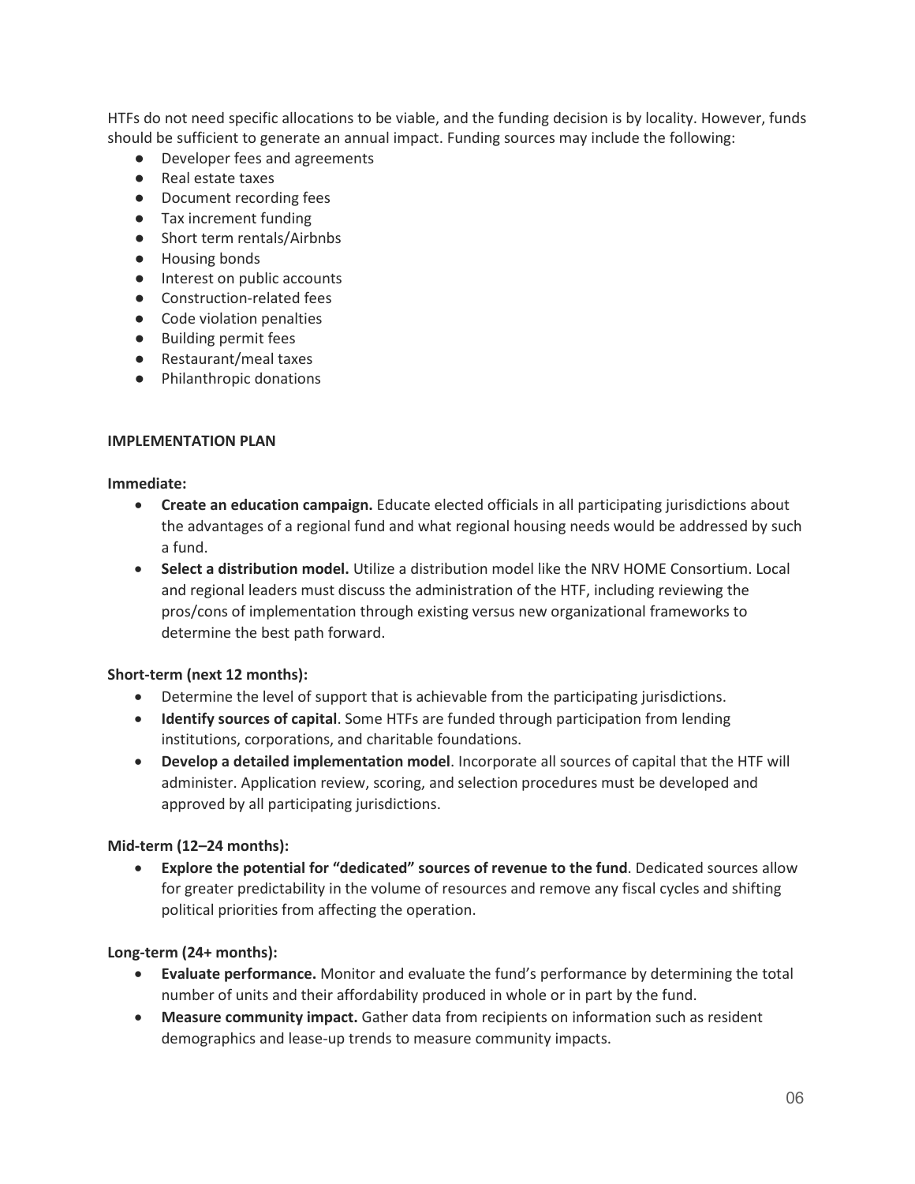HTFs do not need specific allocations to be viable, and the funding decision is by locality. However, funds should be sufficient to generate an annual impact. Funding sources may include the following:

- Developer fees and agreements
- Real estate taxes
- Document recording fees
- Tax increment funding
- Short term rentals/Airbnbs
- Housing bonds
- Interest on public accounts
- Construction-related fees
- Code violation penalties
- Building permit fees
- Restaurant/meal taxes
- Philanthropic donations

**IMPLEMENTATION PLAN**

**Immediate:**

- **Create an education campaign.** Educate elected officials in all participating jurisdictions about the advantages of a regional fund and what regional housing needs would be addressed by such a fund.
- **Select a distribution model.** Utilize a distribution model like the NRV HOME Consortium. Local and regional leaders must discuss the administration of the HTF, including reviewing the pros/cons of implementation through existing versus new organizational frameworks to determine the best path forward.

**Short-term (next 12 months):**

- Determine the level of support that is achievable from the participating jurisdictions.
- **Identify sources of capital**. Some HTFs are funded through participation from lending institutions, corporations, and charitable foundations.
- **Develop a detailed implementation model**. Incorporate all sources of capital that the HTF will administer. Application review, scoring, and selection procedures must be developed and approved by all participating jurisdictions.

**Mid-term (12–24 months):**

- **Explore the potential for "dedicated" sources of revenue to the fund**. Dedicated sources allow for greater predictability in the volume of resources and remove any fiscal cycles and shifting political priorities from affecting the operation.

**Long-term (24+ months):**

- **Evaluate performance.** Monitor and evaluate the fund's performance by determining the total number of units and their affordability produced in whole or in part by the fund.
- **Measure community impact.** Gather data from recipients on information such as resident demographics and lease-up trends to measure community impacts.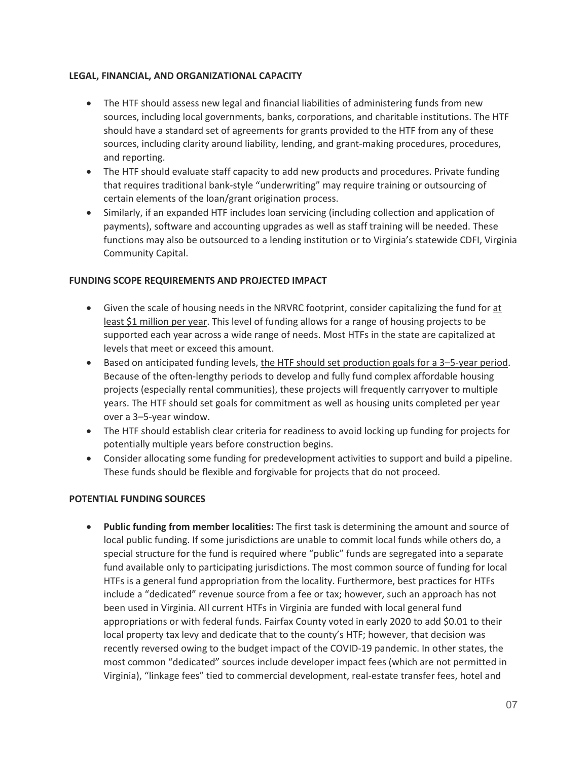**LEGAL, FINANCIAL, AND ORGANIZATIONAL CAPACITY**

- The HTF should assess new legal and financial liabilities of administering funds from new sources, including local governments, banks, corporations, and charitable institutions. The HTF should have a standard set of agreements for grants provided to the HTF from any of these sources, including clarity around liability, lending, and grant-making procedures, procedures, and reporting.
- The HTF should evaluate staff capacity to add new products and procedures. Private funding that requires traditional bank-style "underwriting" may require training or outsourcing of certain elements of the loan/grant origination process.
- Similarly, if an expanded HTF includes loan servicing (including collection and application of payments), software and accounting upgrades as well as staff training will be needed. These functions may also be outsourced to a lending institution or to Virginia's statewide CDFI, Virginia Community Capital.

**FUNDING SCOPE REQUIREMENTS AND PROJECTED IMPACT**

- Given the scale of housing needs in the NRVRC footprint, consider capitalizing the fund for <u>at least $1 million per year</u>. This level of funding allows for a range of housing projects to be supported each year across a wide range of needs. Most HTFs in the state are capitalized at levels that meet or exceed this amount.
- Based on anticipated funding levels, <u>the HTF should set production goals for a 3–5-year period</u>. Because of the often-lengthy periods to develop and fully fund complex affordable housing projects (especially rental communities), these projects will frequently carryover to multiple years. The HTF should set goals for commitment as well as housing units completed per year over a 3–5-year window.
- The HTF should establish clear criteria for readiness to avoid locking up funding for projects for potentially multiple years before construction begins.
- Consider allocating some funding for predevelopment activities to support and build a pipeline. These funds should be flexible and forgivable for projects that do not proceed.

**POTENTIAL FUNDING SOURCES**

- **Public funding from member localities:** The first task is determining the amount and source of local public funding. If some jurisdictions are unable to commit local funds while others do, a special structure for the fund is required where "public" funds are segregated into a separate fund available only to participating jurisdictions. The most common source of funding for local HTFs is a general fund appropriation from the locality. Furthermore, best practices for HTFs include a "dedicated" revenue source from a fee or tax; however, such an approach has not been used in Virginia. All current HTFs in Virginia are funded with local general fund appropriations or with federal funds. Fairfax County voted in early 2020 to add $0.01 to their local property tax levy and dedicate that to the county's HTF; however, that decision was recently reversed owing to the budget impact of the COVID-19 pandemic. In other states, the most common "dedicated" sources include developer impact fees (which are not permitted in Virginia), "linkage fees" tied to commercial development, real-estate transfer fees, hotel and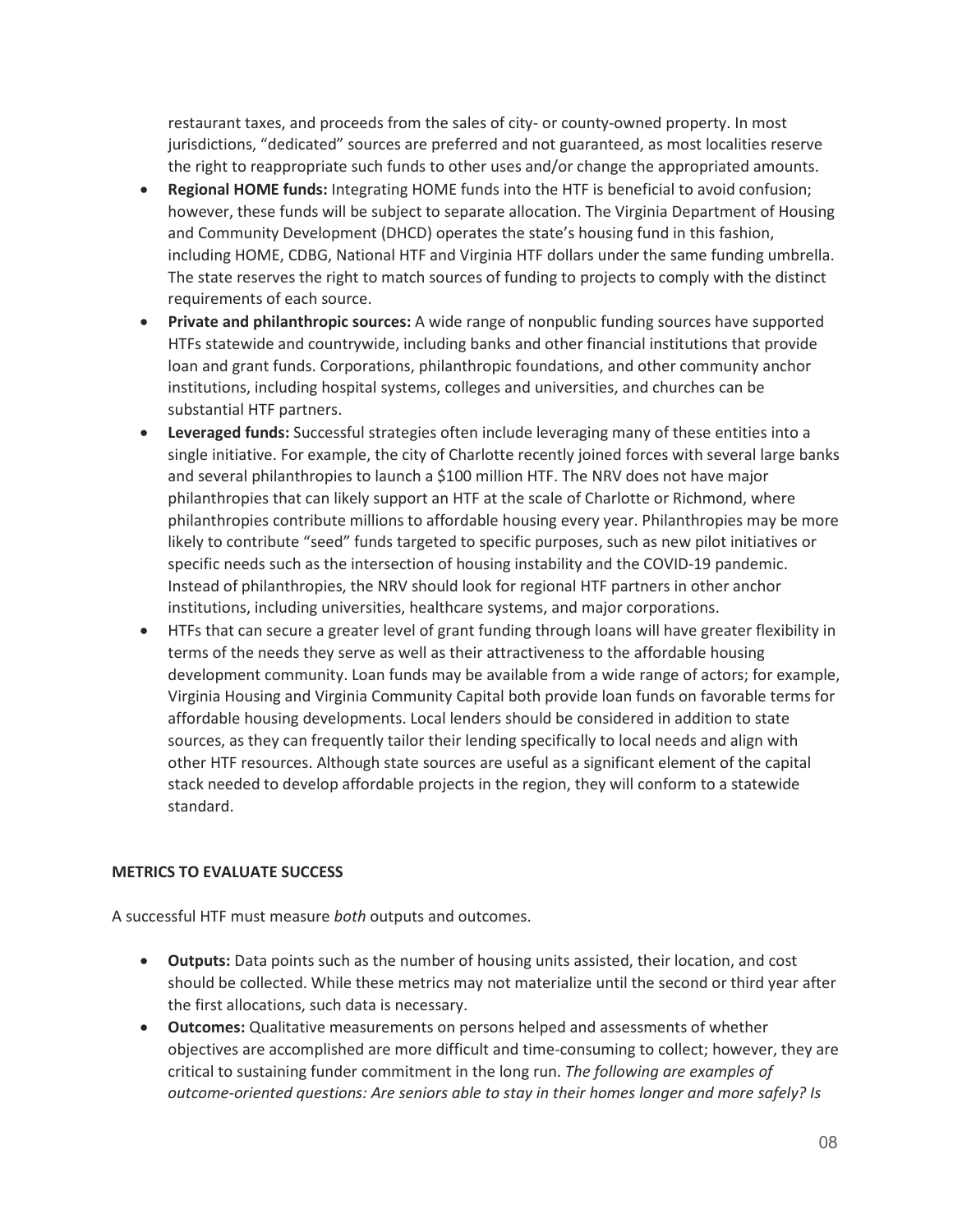restaurant taxes, and proceeds from the sales of city- or county-owned property. In most jurisdictions, "dedicated" sources are preferred and not guaranteed, as most localities reserve the right to reappropriate such funds to other uses and/or change the appropriated amounts.

- **Regional HOME funds:** Integrating HOME funds into the HTF is beneficial to avoid confusion; however, these funds will be subject to separate allocation. The Virginia Department of Housing and Community Development (DHCD) operates the state's housing fund in this fashion, including HOME, CDBG, National HTF and Virginia HTF dollars under the same funding umbrella. The state reserves the right to match sources of funding to projects to comply with the distinct requirements of each source.
- **Private and philanthropic sources:** A wide range of nonpublic funding sources have supported HTFs statewide and countrywide, including banks and other financial institutions that provide loan and grant funds. Corporations, philanthropic foundations, and other community anchor institutions, including hospital systems, colleges and universities, and churches can be substantial HTF partners.
- **Leveraged funds:** Successful strategies often include leveraging many of these entities into a single initiative. For example, the city of Charlotte recently joined forces with several large banks and several philanthropies to launch a $100 million HTF. The NRV does not have major philanthropies that can likely support an HTF at the scale of Charlotte or Richmond, where philanthropies contribute millions to affordable housing every year. Philanthropies may be more likely to contribute "seed" funds targeted to specific purposes, such as new pilot initiatives or specific needs such as the intersection of housing instability and the COVID-19 pandemic. Instead of philanthropies, the NRV should look for regional HTF partners in other anchor institutions, including universities, healthcare systems, and major corporations.
- HTFs that can secure a greater level of grant funding through loans will have greater flexibility in terms of the needs they serve as well as their attractiveness to the affordable housing development community. Loan funds may be available from a wide range of actors; for example, Virginia Housing and Virginia Community Capital both provide loan funds on favorable terms for affordable housing developments. Local lenders should be considered in addition to state sources, as they can frequently tailor their lending specifically to local needs and align with other HTF resources. Although state sources are useful as a significant element of the capital stack needed to develop affordable projects in the region, they will conform to a statewide standard.

**METRICS TO EVALUATE SUCCESS**

A successful HTF must measure *both* outputs and outcomes.

- **Outputs:** Data points such as the number of housing units assisted, their location, and cost should be collected. While these metrics may not materialize until the second or third year after the first allocations, such data is necessary.
- **Outcomes:** Qualitative measurements on persons helped and assessments of whether objectives are accomplished are more difficult and time-consuming to collect; however, they are critical to sustaining funder commitment in the long run. *The following are examples of outcome-oriented questions: Are seniors able to stay in their homes longer and more safely? Is*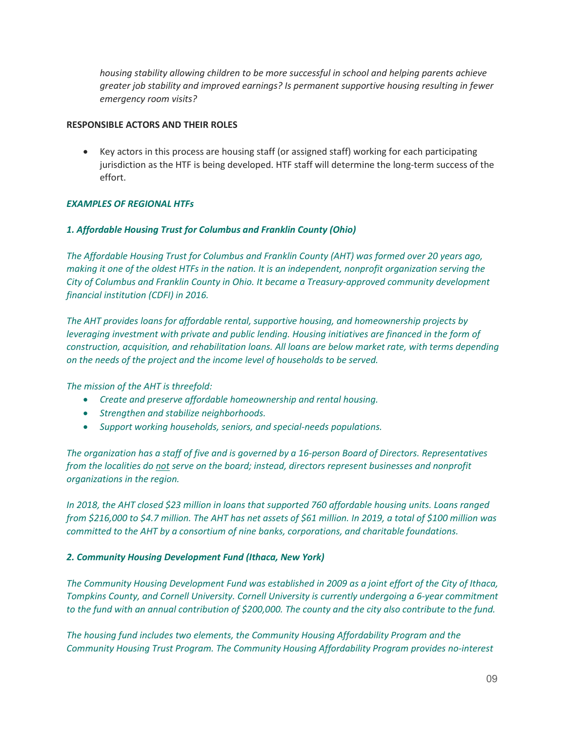*housing stability allowing children to be more successful in school and helping parents achieve greater job stability and improved earnings? Is permanent supportive housing resulting in fewer emergency room visits?*

**RESPONSIBLE ACTORS AND THEIR ROLES**

- Key actors in this process are housing staff (or assigned staff) working for each participating jurisdiction as the HTF is being developed. HTF staff will determine the long-term success of the effort.

***EXAMPLES OF REGIONAL HTFs***

***1. Affordable Housing Trust for Columbus and Franklin County (Ohio)***

*The Affordable Housing Trust for Columbus and Franklin County (AHT) was formed over 20 years ago, making it one of the oldest HTFs in the nation. It is an independent, nonprofit organization serving the City of Columbus and Franklin County in Ohio. It became a Treasury-approved community development financial institution (CDFI) in 2016.*

*The AHT provides loans for affordable rental, supportive housing, and homeownership projects by leveraging investment with private and public lending. Housing initiatives are financed in the form of construction, acquisition, and rehabilitation loans. All loans are below market rate, with terms depending on the needs of the project and the income level of households to be served.*

*The mission of the AHT is threefold:*

- *Create and preserve affordable homeownership and rental housing.*
- *Strengthen and stabilize neighborhoods.*
- *Support working households, seniors, and special-needs populations.*

*The organization has a staff of five and is governed by a 16-person Board of Directors. Representatives from the localities do <u>not</u> serve on the board; instead, directors represent businesses and nonprofit organizations in the region.*

*In 2018, the AHT closed $23 million in loans that supported 760 affordable housing units. Loans ranged from $216,000 to $4.7 million. The AHT has net assets of $61 million. In 2019, a total of $100 million was committed to the AHT by a consortium of nine banks, corporations, and charitable foundations.*

***2. Community Housing Development Fund (Ithaca, New York)***

*The Community Housing Development Fund was established in 2009 as a joint effort of the City of Ithaca, Tompkins County, and Cornell University. Cornell University is currently undergoing a 6-year commitment to the fund with an annual contribution of $200,000. The county and the city also contribute to the fund.*

*The housing fund includes two elements, the Community Housing Affordability Program and the Community Housing Trust Program. The Community Housing Affordability Program provides no-interest*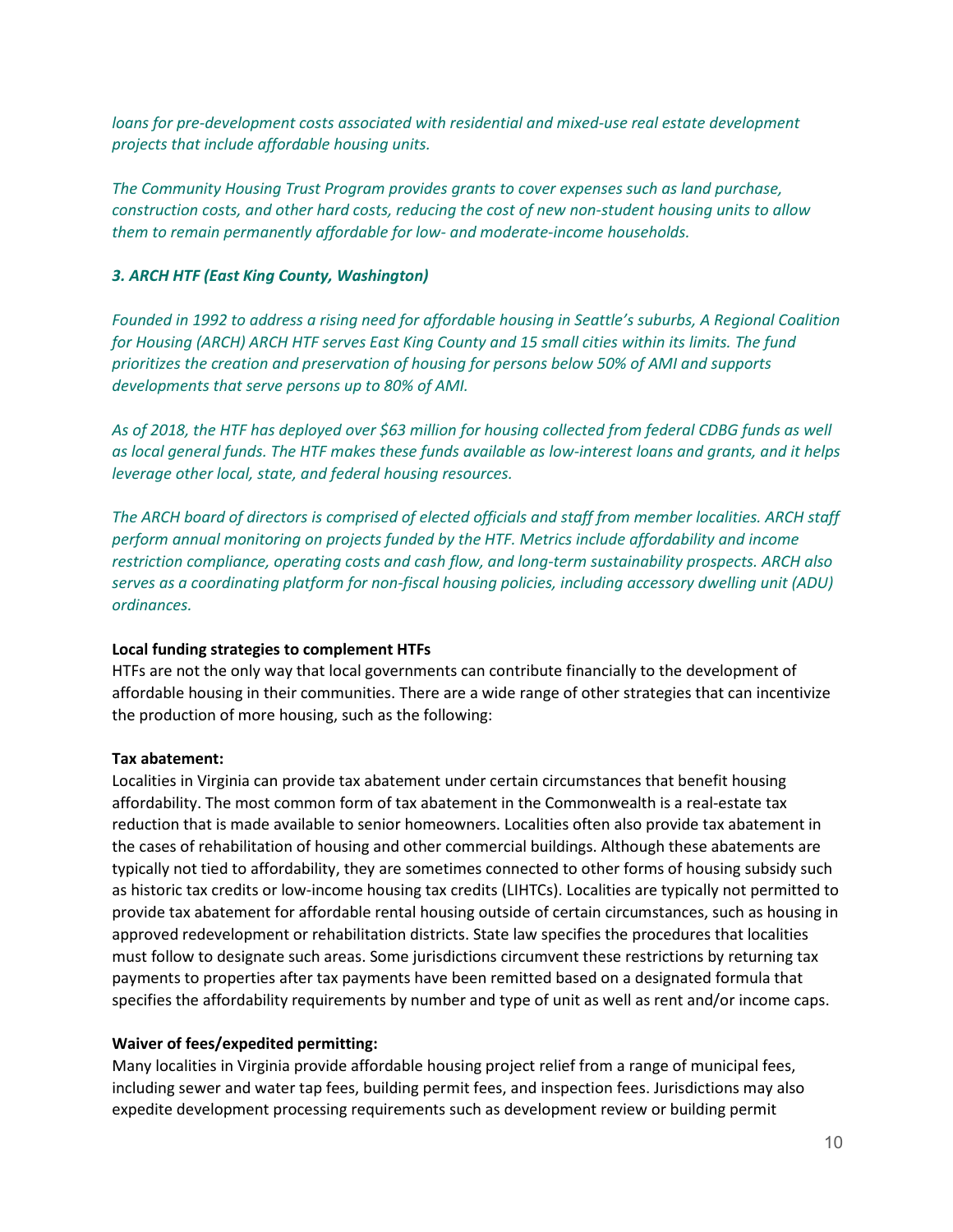*loans for pre-development costs associated with residential and mixed-use real estate development projects that include affordable housing units.*

*The Community Housing Trust Program provides grants to cover expenses such as land purchase, construction costs, and other hard costs, reducing the cost of new non-student housing units to allow them to remain permanently affordable for low- and moderate-income households.*

***3. ARCH HTF (East King County, Washington)***

*Founded in 1992 to address a rising need for affordable housing in Seattle's suburbs, A Regional Coalition for Housing (ARCH) ARCH HTF serves East King County and 15 small cities within its limits. The fund prioritizes the creation and preservation of housing for persons below 50% of AMI and supports developments that serve persons up to 80% of AMI.*

*As of 2018, the HTF has deployed over $63 million for housing collected from federal CDBG funds as well as local general funds. The HTF makes these funds available as low-interest loans and grants, and it helps leverage other local, state, and federal housing resources.*

*The ARCH board of directors is comprised of elected officials and staff from member localities. ARCH staff perform annual monitoring on projects funded by the HTF. Metrics include affordability and income restriction compliance, operating costs and cash flow, and long-term sustainability prospects. ARCH also serves as a coordinating platform for non-fiscal housing policies, including accessory dwelling unit (ADU) ordinances.*

**Local funding strategies to complement HTFs**

HTFs are not the only way that local governments can contribute financially to the development of affordable housing in their communities. There are a wide range of other strategies that can incentivize the production of more housing, such as the following:

**Tax abatement:**

Localities in Virginia can provide tax abatement under certain circumstances that benefit housing affordability. The most common form of tax abatement in the Commonwealth is a real-estate tax reduction that is made available to senior homeowners. Localities often also provide tax abatement in the cases of rehabilitation of housing and other commercial buildings. Although these abatements are typically not tied to affordability, they are sometimes connected to other forms of housing subsidy such as historic tax credits or low-income housing tax credits (LIHTCs). Localities are typically not permitted to provide tax abatement for affordable rental housing outside of certain circumstances, such as housing in approved redevelopment or rehabilitation districts. State law specifies the procedures that localities must follow to designate such areas. Some jurisdictions circumvent these restrictions by returning tax payments to properties after tax payments have been remitted based on a designated formula that specifies the affordability requirements by number and type of unit as well as rent and/or income caps.

**Waiver of fees/expedited permitting:**

Many localities in Virginia provide affordable housing project relief from a range of municipal fees, including sewer and water tap fees, building permit fees, and inspection fees. Jurisdictions may also expedite development processing requirements such as development review or building permit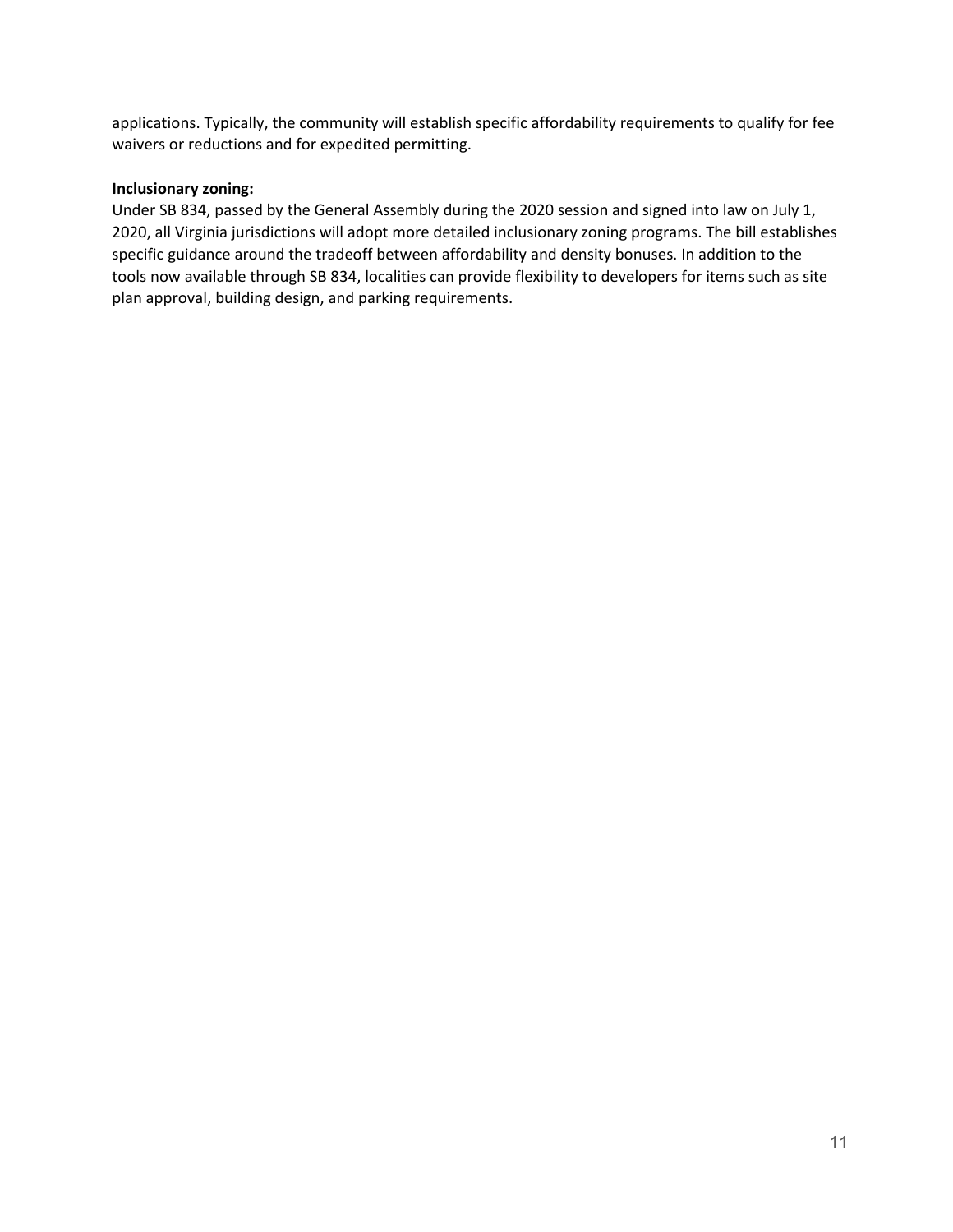applications. Typically, the community will establish specific affordability requirements to qualify for fee waivers or reductions and for expedited permitting.

**Inclusionary zoning:**

Under SB 834, passed by the General Assembly during the 2020 session and signed into law on July 1, 2020, all Virginia jurisdictions will adopt more detailed inclusionary zoning programs. The bill establishes specific guidance around the tradeoff between affordability and density bonuses. In addition to the tools now available through SB 834, localities can provide flexibility to developers for items such as site plan approval, building design, and parking requirements.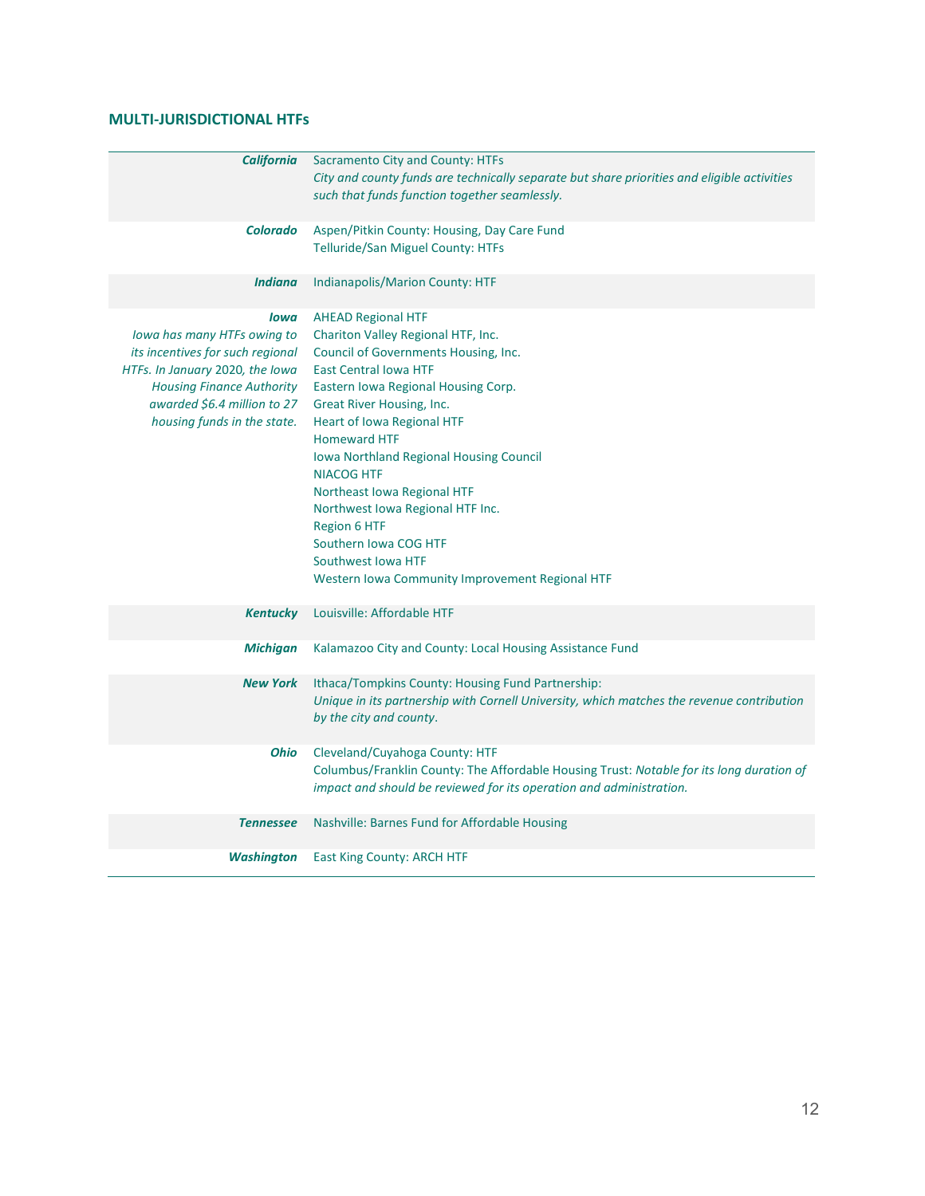## MULTI-JURISDICTIONAL HTFs

| State | HTFs |
|---|---|
| ***California*** | Sacramento City and County: HTFs<br>*City and county funds are technically separate but share priorities and eligible activities such that funds function together seamlessly.* |
| ***Colorado*** | Aspen/Pitkin County: Housing, Day Care Fund<br>Telluride/San Miguel County: HTFs |
| ***Indiana*** | Indianapolis/Marion County: HTF |
| ***Iowa***<br>*Iowa has many HTFs owing to its incentives for such regional HTFs. In January 2020, the Iowa Housing Finance Authority awarded $6.4 million to 27 housing funds in the state.* | AHEAD Regional HTF<br>Chariton Valley Regional HTF, Inc.<br>Council of Governments Housing, Inc.<br>East Central Iowa HTF<br>Eastern Iowa Regional Housing Corp.<br>Great River Housing, Inc.<br>Heart of Iowa Regional HTF<br>Homeward HTF<br>Iowa Northland Regional Housing Council<br>NIACOG HTF<br>Northeast Iowa Regional HTF<br>Northwest Iowa Regional HTF Inc.<br>Region 6 HTF<br>Southern Iowa COG HTF<br>Southwest Iowa HTF<br>Western Iowa Community Improvement Regional HTF |
| ***Kentucky*** | Louisville: Affordable HTF |
| ***Michigan*** | Kalamazoo City and County: Local Housing Assistance Fund |
| ***New York*** | Ithaca/Tompkins County: Housing Fund Partnership:<br>*Unique in its partnership with Cornell University, which matches the revenue contribution by the city and county*. |
| ***Ohio*** | Cleveland/Cuyahoga County: HTF<br>Columbus/Franklin County: The Affordable Housing Trust: *Notable for its long duration of impact and should be reviewed for its operation and administration.* |
| ***Tennessee*** | Nashville: Barnes Fund for Affordable Housing |
| ***Washington*** | East King County: ARCH HTF |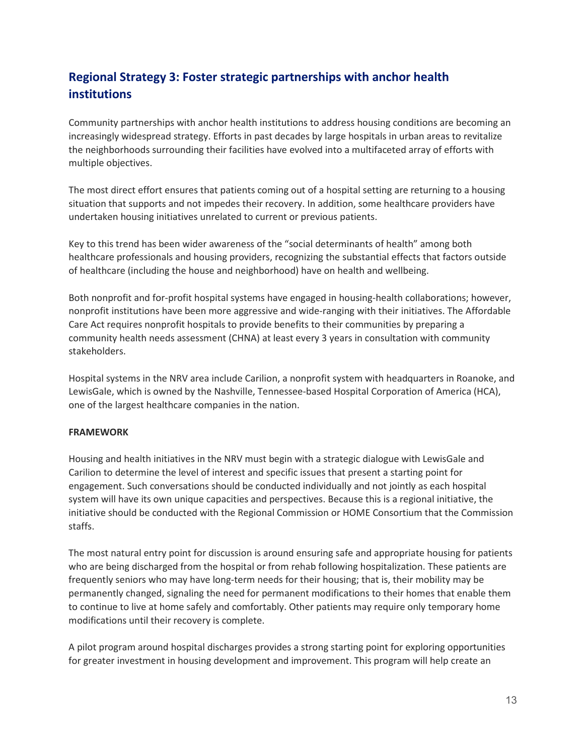## Regional Strategy 3: Foster strategic partnerships with anchor health institutions

Community partnerships with anchor health institutions to address housing conditions are becoming an increasingly widespread strategy. Efforts in past decades by large hospitals in urban areas to revitalize the neighborhoods surrounding their facilities have evolved into a multifaceted array of efforts with multiple objectives.

The most direct effort ensures that patients coming out of a hospital setting are returning to a housing situation that supports and not impedes their recovery. In addition, some healthcare providers have undertaken housing initiatives unrelated to current or previous patients.

Key to this trend has been wider awareness of the "social determinants of health" among both healthcare professionals and housing providers, recognizing the substantial effects that factors outside of healthcare (including the house and neighborhood) have on health and wellbeing.

Both nonprofit and for-profit hospital systems have engaged in housing-health collaborations; however, nonprofit institutions have been more aggressive and wide-ranging with their initiatives. The Affordable Care Act requires nonprofit hospitals to provide benefits to their communities by preparing a community health needs assessment (CHNA) at least every 3 years in consultation with community stakeholders.

Hospital systems in the NRV area include Carilion, a nonprofit system with headquarters in Roanoke, and LewisGale, which is owned by the Nashville, Tennessee-based Hospital Corporation of America (HCA), one of the largest healthcare companies in the nation.

**FRAMEWORK**

Housing and health initiatives in the NRV must begin with a strategic dialogue with LewisGale and Carilion to determine the level of interest and specific issues that present a starting point for engagement. Such conversations should be conducted individually and not jointly as each hospital system will have its own unique capacities and perspectives. Because this is a regional initiative, the initiative should be conducted with the Regional Commission or HOME Consortium that the Commission staffs.

The most natural entry point for discussion is around ensuring safe and appropriate housing for patients who are being discharged from the hospital or from rehab following hospitalization. These patients are frequently seniors who may have long-term needs for their housing; that is, their mobility may be permanently changed, signaling the need for permanent modifications to their homes that enable them to continue to live at home safely and comfortably. Other patients may require only temporary home modifications until their recovery is complete.

A pilot program around hospital discharges provides a strong starting point for exploring opportunities for greater investment in housing development and improvement. This program will help create an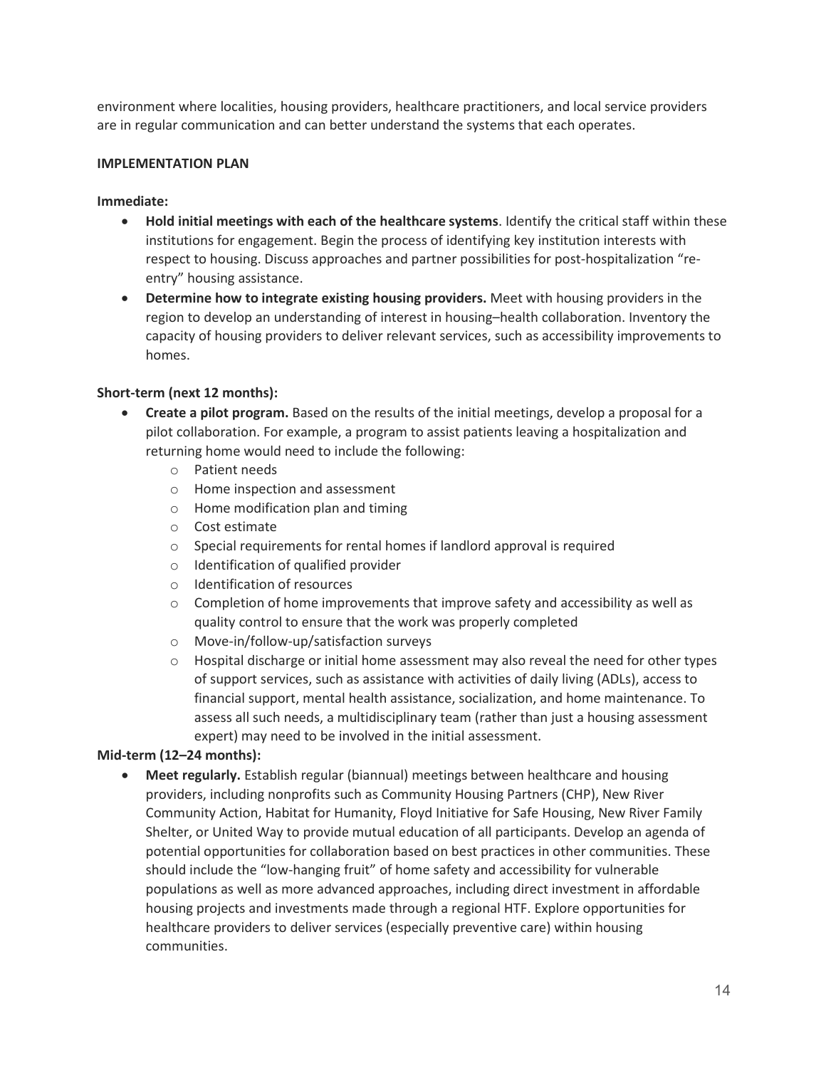environment where localities, housing providers, healthcare practitioners, and local service providers are in regular communication and can better understand the systems that each operates.

**IMPLEMENTATION PLAN**

**Immediate:**

- **Hold initial meetings with each of the healthcare systems**. Identify the critical staff within these institutions for engagement. Begin the process of identifying key institution interests with respect to housing. Discuss approaches and partner possibilities for post-hospitalization “re-entry” housing assistance.
- **Determine how to integrate existing housing providers.** Meet with housing providers in the region to develop an understanding of interest in housing–health collaboration. Inventory the capacity of housing providers to deliver relevant services, such as accessibility improvements to homes.

**Short-term (next 12 months):**

- **Create a pilot program.** Based on the results of the initial meetings, develop a proposal for a pilot collaboration. For example, a program to assist patients leaving a hospitalization and returning home would need to include the following:
    - Patient needs
    - Home inspection and assessment
    - Home modification plan and timing
    - Cost estimate
    - Special requirements for rental homes if landlord approval is required
    - Identification of qualified provider
    - Identification of resources
    - Completion of home improvements that improve safety and accessibility as well as quality control to ensure that the work was properly completed
    - Move-in/follow-up/satisfaction surveys
    - Hospital discharge or initial home assessment may also reveal the need for other types of support services, such as assistance with activities of daily living (ADLs), access to financial support, mental health assistance, socialization, and home maintenance. To assess all such needs, a multidisciplinary team (rather than just a housing assessment expert) may need to be involved in the initial assessment.

**Mid-term (12–24 months):**

- **Meet regularly.** Establish regular (biannual) meetings between healthcare and housing providers, including nonprofits such as Community Housing Partners (CHP), New River Community Action, Habitat for Humanity, Floyd Initiative for Safe Housing, New River Family Shelter, or United Way to provide mutual education of all participants. Develop an agenda of potential opportunities for collaboration based on best practices in other communities. These should include the “low-hanging fruit” of home safety and accessibility for vulnerable populations as well as more advanced approaches, including direct investment in affordable housing projects and investments made through a regional HTF. Explore opportunities for healthcare providers to deliver services (especially preventive care) within housing communities.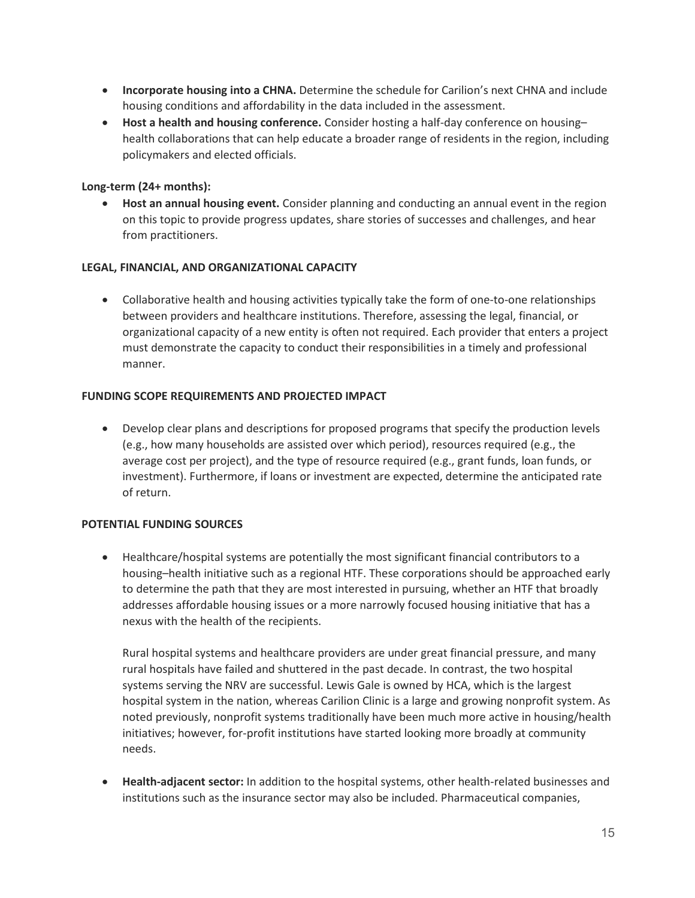- **Incorporate housing into a CHNA.** Determine the schedule for Carilion's next CHNA and include housing conditions and affordability in the data included in the assessment.
- **Host a health and housing conference.** Consider hosting a half-day conference on housing–health collaborations that can help educate a broader range of residents in the region, including policymakers and elected officials.

**Long-term (24+ months):**

- **Host an annual housing event.** Consider planning and conducting an annual event in the region on this topic to provide progress updates, share stories of successes and challenges, and hear from practitioners.

**LEGAL, FINANCIAL, AND ORGANIZATIONAL CAPACITY**

- Collaborative health and housing activities typically take the form of one-to-one relationships between providers and healthcare institutions. Therefore, assessing the legal, financial, or organizational capacity of a new entity is often not required. Each provider that enters a project must demonstrate the capacity to conduct their responsibilities in a timely and professional manner.

**FUNDING SCOPE REQUIREMENTS AND PROJECTED IMPACT**

- Develop clear plans and descriptions for proposed programs that specify the production levels (e.g., how many households are assisted over which period), resources required (e.g., the average cost per project), and the type of resource required (e.g., grant funds, loan funds, or investment). Furthermore, if loans or investment are expected, determine the anticipated rate of return.

**POTENTIAL FUNDING SOURCES**

- Healthcare/hospital systems are potentially the most significant financial contributors to a housing–health initiative such as a regional HTF. These corporations should be approached early to determine the path that they are most interested in pursuing, whether an HTF that broadly addresses affordable housing issues or a more narrowly focused housing initiative that has a nexus with the health of the recipients.

  Rural hospital systems and healthcare providers are under great financial pressure, and many rural hospitals have failed and shuttered in the past decade. In contrast, the two hospital systems serving the NRV are successful. Lewis Gale is owned by HCA, which is the largest hospital system in the nation, whereas Carilion Clinic is a large and growing nonprofit system. As noted previously, nonprofit systems traditionally have been much more active in housing/health initiatives; however, for-profit institutions have started looking more broadly at community needs.

- **Health-adjacent sector:** In addition to the hospital systems, other health-related businesses and institutions such as the insurance sector may also be included. Pharmaceutical companies,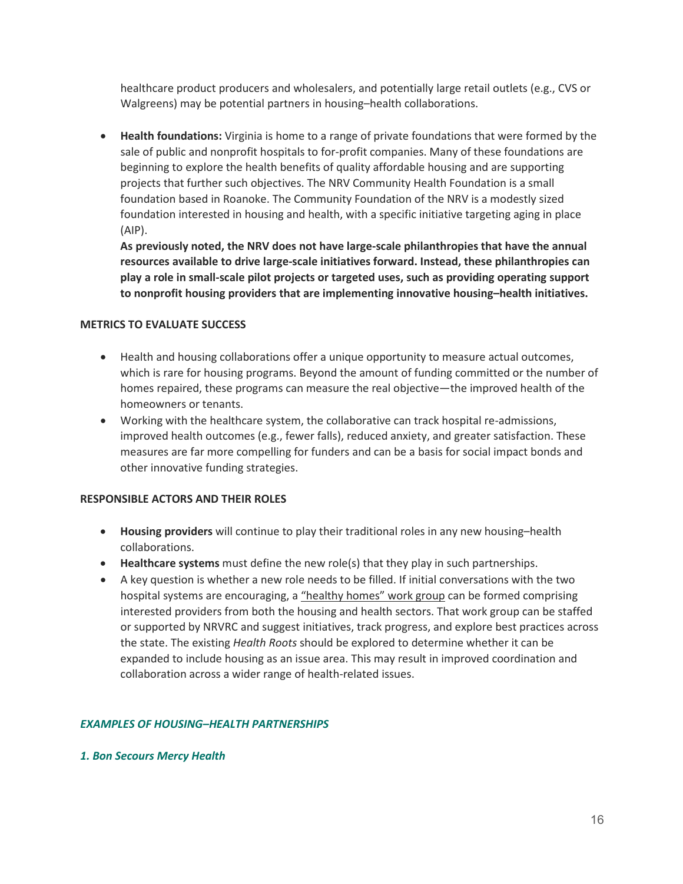healthcare product producers and wholesalers, and potentially large retail outlets (e.g., CVS or Walgreens) may be potential partners in housing–health collaborations.

- **Health foundations:** Virginia is home to a range of private foundations that were formed by the sale of public and nonprofit hospitals to for-profit companies. Many of these foundations are beginning to explore the health benefits of quality affordable housing and are supporting projects that further such objectives. The NRV Community Health Foundation is a small foundation based in Roanoke. The Community Foundation of the NRV is a modestly sized foundation interested in housing and health, with a specific initiative targeting aging in place (AIP).
  **As previously noted, the NRV does not have large-scale philanthropies that have the annual resources available to drive large-scale initiatives forward. Instead, these philanthropies can play a role in small-scale pilot projects or targeted uses, such as providing operating support to nonprofit housing providers that are implementing innovative housing–health initiatives.**

**METRICS TO EVALUATE SUCCESS**

- Health and housing collaborations offer a unique opportunity to measure actual outcomes, which is rare for housing programs. Beyond the amount of funding committed or the number of homes repaired, these programs can measure the real objective—the improved health of the homeowners or tenants.
- Working with the healthcare system, the collaborative can track hospital re-admissions, improved health outcomes (e.g., fewer falls), reduced anxiety, and greater satisfaction. These measures are far more compelling for funders and can be a basis for social impact bonds and other innovative funding strategies.

**RESPONSIBLE ACTORS AND THEIR ROLES**

- **Housing providers** will continue to play their traditional roles in any new housing–health collaborations.
- **Healthcare systems** must define the new role(s) that they play in such partnerships.
- A key question is whether a new role needs to be filled. If initial conversations with the two hospital systems are encouraging, a "healthy homes" work group can be formed comprising interested providers from both the housing and health sectors. That work group can be staffed or supported by NRVRC and suggest initiatives, track progress, and explore best practices across the state. The existing *Health Roots* should be explored to determine whether it can be expanded to include housing as an issue area. This may result in improved coordination and collaboration across a wider range of health-related issues.

***EXAMPLES OF HOUSING–HEALTH PARTNERSHIPS***

***1. Bon Secours Mercy Health***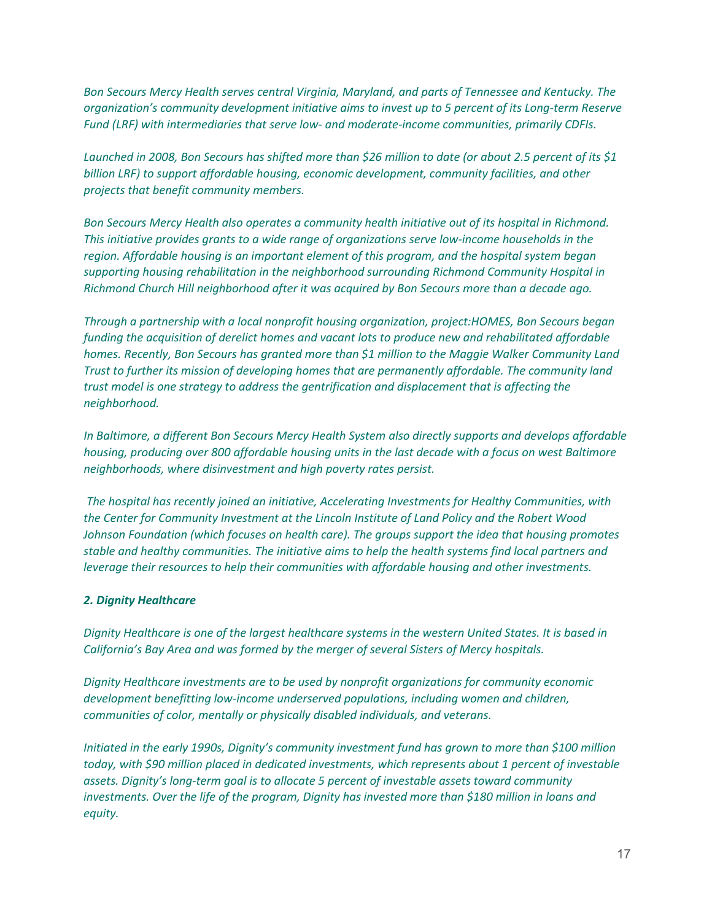*Bon Secours Mercy Health serves central Virginia, Maryland, and parts of Tennessee and Kentucky. The organization's community development initiative aims to invest up to 5 percent of its Long-term Reserve Fund (LRF) with intermediaries that serve low- and moderate-income communities, primarily CDFIs.*

*Launched in 2008, Bon Secours has shifted more than $26 million to date (or about 2.5 percent of its $1 billion LRF) to support affordable housing, economic development, community facilities, and other projects that benefit community members.*

*Bon Secours Mercy Health also operates a community health initiative out of its hospital in Richmond. This initiative provides grants to a wide range of organizations serve low-income households in the region. Affordable housing is an important element of this program, and the hospital system began supporting housing rehabilitation in the neighborhood surrounding Richmond Community Hospital in Richmond Church Hill neighborhood after it was acquired by Bon Secours more than a decade ago.*

*Through a partnership with a local nonprofit housing organization, project:HOMES, Bon Secours began funding the acquisition of derelict homes and vacant lots to produce new and rehabilitated affordable homes. Recently, Bon Secours has granted more than $1 million to the Maggie Walker Community Land Trust to further its mission of developing homes that are permanently affordable. The community land trust model is one strategy to address the gentrification and displacement that is affecting the neighborhood.*

*In Baltimore, a different Bon Secours Mercy Health System also directly supports and develops affordable housing, producing over 800 affordable housing units in the last decade with a focus on west Baltimore neighborhoods, where disinvestment and high poverty rates persist.*

*The hospital has recently joined an initiative, Accelerating Investments for Healthy Communities, with the Center for Community Investment at the Lincoln Institute of Land Policy and the Robert Wood Johnson Foundation (which focuses on health care). The groups support the idea that housing promotes stable and healthy communities. The initiative aims to help the health systems find local partners and leverage their resources to help their communities with affordable housing and other investments.*

***2. Dignity Healthcare***

*Dignity Healthcare is one of the largest healthcare systems in the western United States. It is based in California's Bay Area and was formed by the merger of several Sisters of Mercy hospitals.*

*Dignity Healthcare investments are to be used by nonprofit organizations for community economic development benefitting low-income underserved populations, including women and children, communities of color, mentally or physically disabled individuals, and veterans.*

*Initiated in the early 1990s, Dignity's community investment fund has grown to more than $100 million today, with $90 million placed in dedicated investments, which represents about 1 percent of investable assets. Dignity's long-term goal is to allocate 5 percent of investable assets toward community investments. Over the life of the program, Dignity has invested more than $180 million in loans and equity.*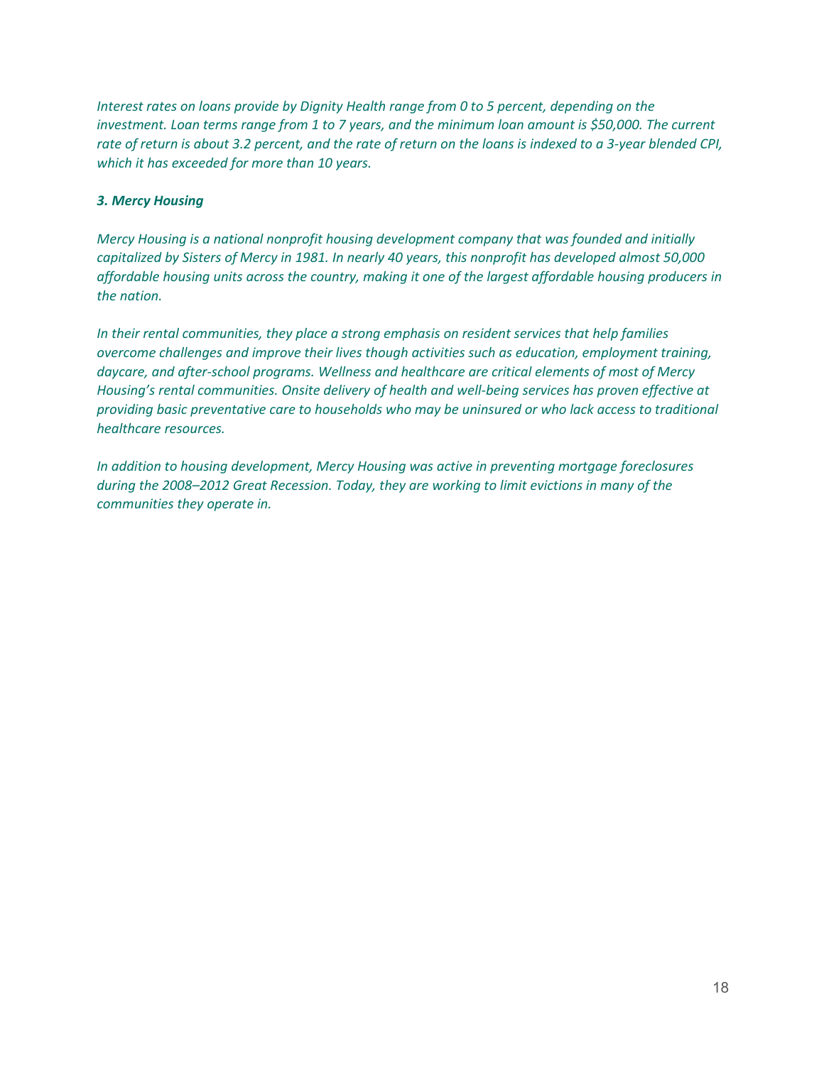*Interest rates on loans provide by Dignity Health range from 0 to 5 percent, depending on the investment. Loan terms range from 1 to 7 years, and the minimum loan amount is $50,000. The current rate of return is about 3.2 percent, and the rate of return on the loans is indexed to a 3-year blended CPI, which it has exceeded for more than 10 years.*

***3. Mercy Housing***

*Mercy Housing is a national nonprofit housing development company that was founded and initially capitalized by Sisters of Mercy in 1981. In nearly 40 years, this nonprofit has developed almost 50,000 affordable housing units across the country, making it one of the largest affordable housing producers in the nation.*

*In their rental communities, they place a strong emphasis on resident services that help families overcome challenges and improve their lives though activities such as education, employment training, daycare, and after-school programs. Wellness and healthcare are critical elements of most of Mercy Housing's rental communities. Onsite delivery of health and well-being services has proven effective at providing basic preventative care to households who may be uninsured or who lack access to traditional healthcare resources.*

*In addition to housing development, Mercy Housing was active in preventing mortgage foreclosures during the 2008–2012 Great Recession. Today, they are working to limit evictions in many of the communities they operate in.*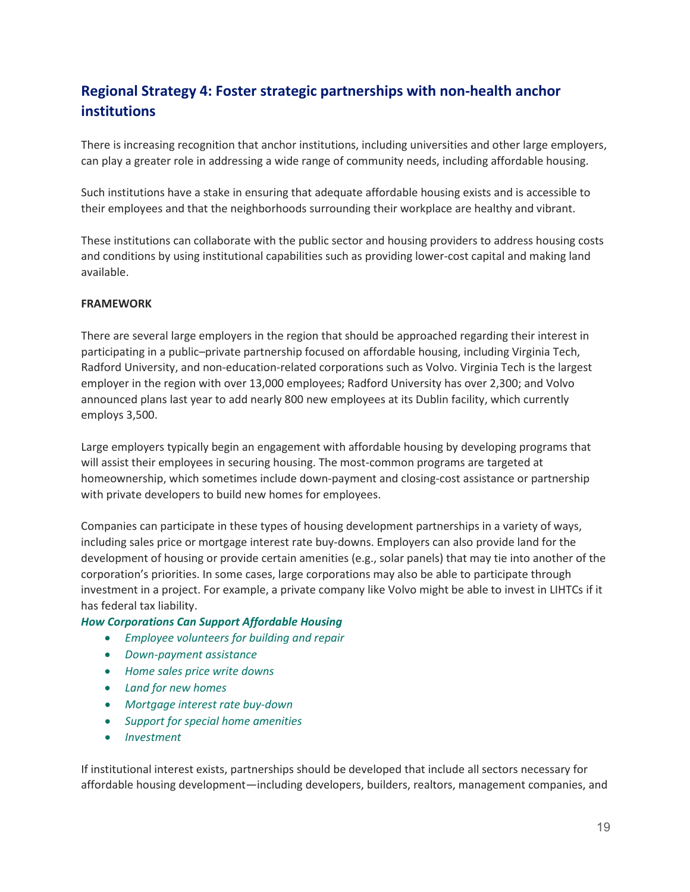## Regional Strategy 4: Foster strategic partnerships with non-health anchor institutions

There is increasing recognition that anchor institutions, including universities and other large employers, can play a greater role in addressing a wide range of community needs, including affordable housing.

Such institutions have a stake in ensuring that adequate affordable housing exists and is accessible to their employees and that the neighborhoods surrounding their workplace are healthy and vibrant.

These institutions can collaborate with the public sector and housing providers to address housing costs and conditions by using institutional capabilities such as providing lower-cost capital and making land available.

**FRAMEWORK**

There are several large employers in the region that should be approached regarding their interest in participating in a public–private partnership focused on affordable housing, including Virginia Tech, Radford University, and non-education-related corporations such as Volvo. Virginia Tech is the largest employer in the region with over 13,000 employees; Radford University has over 2,300; and Volvo announced plans last year to add nearly 800 new employees at its Dublin facility, which currently employs 3,500.

Large employers typically begin an engagement with affordable housing by developing programs that will assist their employees in securing housing. The most-common programs are targeted at homeownership, which sometimes include down-payment and closing-cost assistance or partnership with private developers to build new homes for employees.

Companies can participate in these types of housing development partnerships in a variety of ways, including sales price or mortgage interest rate buy-downs. Employers can also provide land for the development of housing or provide certain amenities (e.g., solar panels) that may tie into another of the corporation's priorities. In some cases, large corporations may also be able to participate through investment in a project. For example, a private company like Volvo might be able to invest in LIHTCs if it has federal tax liability.

***How Corporations Can Support Affordable Housing***

- *Employee volunteers for building and repair*
- *Down-payment assistance*
- *Home sales price write downs*
- *Land for new homes*
- *Mortgage interest rate buy-down*
- *Support for special home amenities*
- *Investment*

If institutional interest exists, partnerships should be developed that include all sectors necessary for affordable housing development—including developers, builders, realtors, management companies, and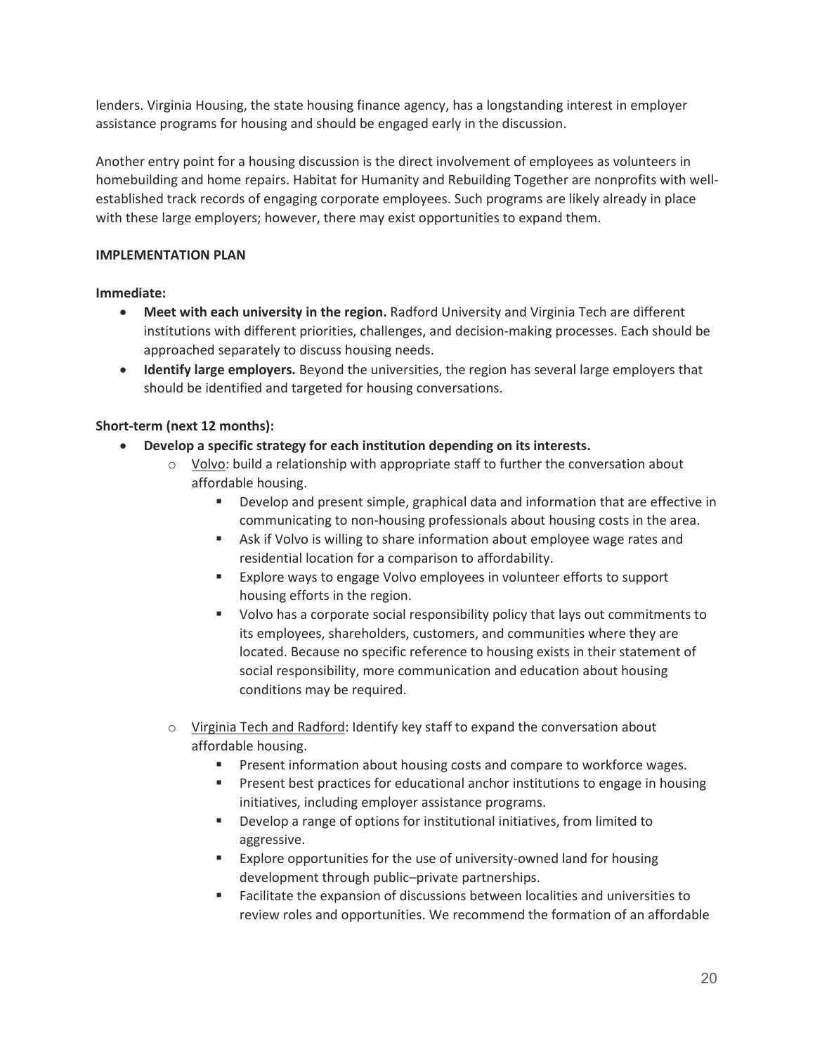lenders. Virginia Housing, the state housing finance agency, has a longstanding interest in employer assistance programs for housing and should be engaged early in the discussion.

Another entry point for a housing discussion is the direct involvement of employees as volunteers in homebuilding and home repairs. Habitat for Humanity and Rebuilding Together are nonprofits with well-established track records of engaging corporate employees. Such programs are likely already in place with these large employers; however, there may exist opportunities to expand them.

**IMPLEMENTATION PLAN**

**Immediate:**

- **Meet with each university in the region.** Radford University and Virginia Tech are different institutions with different priorities, challenges, and decision-making processes. Each should be approached separately to discuss housing needs.
- **Identify large employers.** Beyond the universities, the region has several large employers that should be identified and targeted for housing conversations.

**Short-term (next 12 months):**

- **Develop a specific strategy for each institution depending on its interests.**
  - Volvo: build a relationship with appropriate staff to further the conversation about affordable housing.
    - Develop and present simple, graphical data and information that are effective in communicating to non-housing professionals about housing costs in the area.
    - Ask if Volvo is willing to share information about employee wage rates and residential location for a comparison to affordability.
    - Explore ways to engage Volvo employees in volunteer efforts to support housing efforts in the region.
    - Volvo has a corporate social responsibility policy that lays out commitments to its employees, shareholders, customers, and communities where they are located. Because no specific reference to housing exists in their statement of social responsibility, more communication and education about housing conditions may be required.
  - Virginia Tech and Radford: Identify key staff to expand the conversation about affordable housing.
    - Present information about housing costs and compare to workforce wages.
    - Present best practices for educational anchor institutions to engage in housing initiatives, including employer assistance programs.
    - Develop a range of options for institutional initiatives, from limited to aggressive.
    - Explore opportunities for the use of university-owned land for housing development through public–private partnerships.
    - Facilitate the expansion of discussions between localities and universities to review roles and opportunities. We recommend the formation of an affordable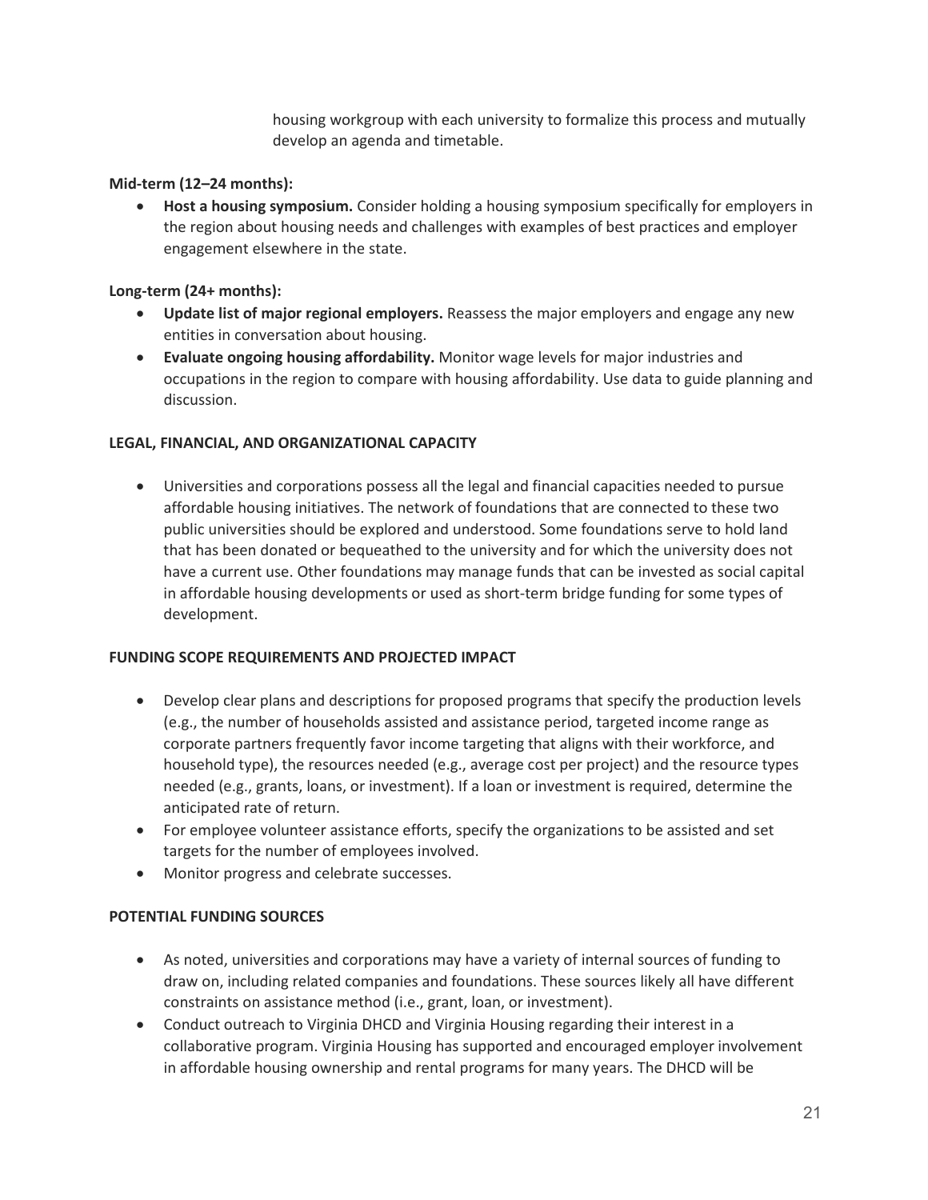housing workgroup with each university to formalize this process and mutually develop an agenda and timetable.

**Mid-term (12–24 months):**

- **Host a housing symposium.** Consider holding a housing symposium specifically for employers in the region about housing needs and challenges with examples of best practices and employer engagement elsewhere in the state.

**Long-term (24+ months):**

- **Update list of major regional employers.** Reassess the major employers and engage any new entities in conversation about housing.
- **Evaluate ongoing housing affordability.** Monitor wage levels for major industries and occupations in the region to compare with housing affordability. Use data to guide planning and discussion.

**LEGAL, FINANCIAL, AND ORGANIZATIONAL CAPACITY**

- Universities and corporations possess all the legal and financial capacities needed to pursue affordable housing initiatives. The network of foundations that are connected to these two public universities should be explored and understood. Some foundations serve to hold land that has been donated or bequeathed to the university and for which the university does not have a current use. Other foundations may manage funds that can be invested as social capital in affordable housing developments or used as short-term bridge funding for some types of development.

**FUNDING SCOPE REQUIREMENTS AND PROJECTED IMPACT**

- Develop clear plans and descriptions for proposed programs that specify the production levels (e.g., the number of households assisted and assistance period, targeted income range as corporate partners frequently favor income targeting that aligns with their workforce, and household type), the resources needed (e.g., average cost per project) and the resource types needed (e.g., grants, loans, or investment). If a loan or investment is required, determine the anticipated rate of return.
- For employee volunteer assistance efforts, specify the organizations to be assisted and set targets for the number of employees involved.
- Monitor progress and celebrate successes.

**POTENTIAL FUNDING SOURCES**

- As noted, universities and corporations may have a variety of internal sources of funding to draw on, including related companies and foundations. These sources likely all have different constraints on assistance method (i.e., grant, loan, or investment).
- Conduct outreach to Virginia DHCD and Virginia Housing regarding their interest in a collaborative program. Virginia Housing has supported and encouraged employer involvement in affordable housing ownership and rental programs for many years. The DHCD will be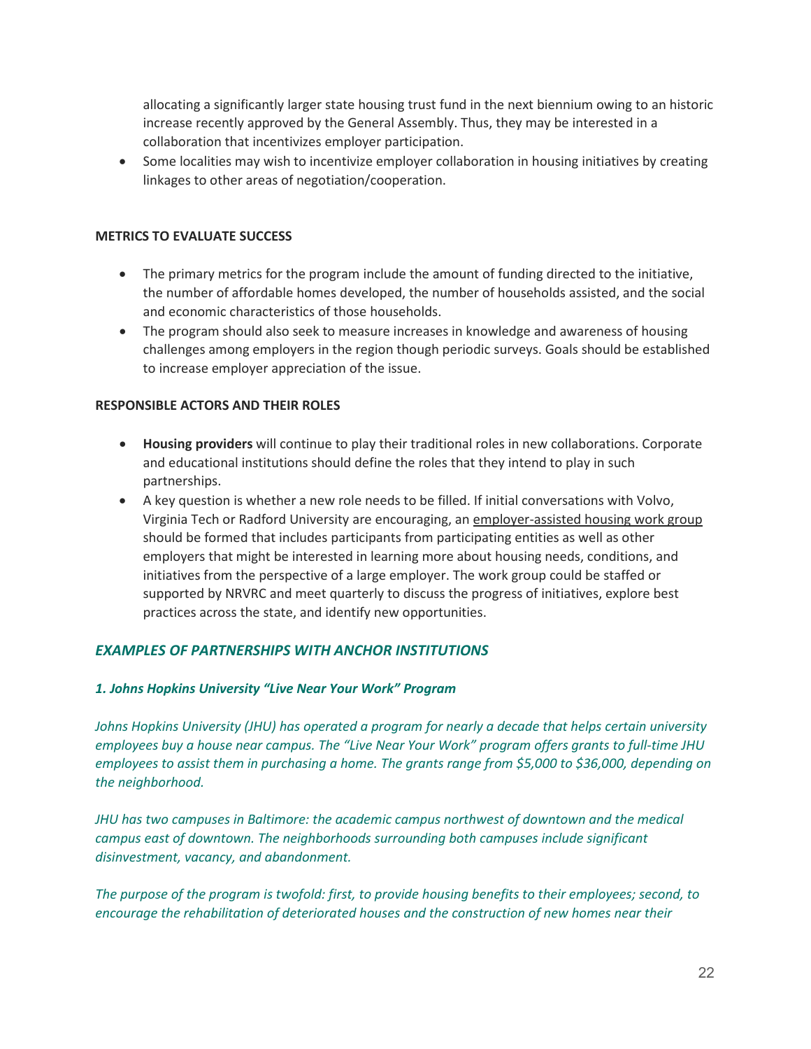allocating a significantly larger state housing trust fund in the next biennium owing to an historic increase recently approved by the General Assembly. Thus, they may be interested in a collaboration that incentivizes employer participation.

- Some localities may wish to incentivize employer collaboration in housing initiatives by creating linkages to other areas of negotiation/cooperation.

**METRICS TO EVALUATE SUCCESS**

- The primary metrics for the program include the amount of funding directed to the initiative, the number of affordable homes developed, the number of households assisted, and the social and economic characteristics of those households.
- The program should also seek to measure increases in knowledge and awareness of housing challenges among employers in the region though periodic surveys. Goals should be established to increase employer appreciation of the issue.

**RESPONSIBLE ACTORS AND THEIR ROLES**

- **Housing providers** will continue to play their traditional roles in new collaborations. Corporate and educational institutions should define the roles that they intend to play in such partnerships.
- A key question is whether a new role needs to be filled. If initial conversations with Volvo, Virginia Tech or Radford University are encouraging, an employer-assisted housing work group should be formed that includes participants from participating entities as well as other employers that might be interested in learning more about housing needs, conditions, and initiatives from the perspective of a large employer. The work group could be staffed or supported by NRVRC and meet quarterly to discuss the progress of initiatives, explore best practices across the state, and identify new opportunities.

### *EXAMPLES OF PARTNERSHIPS WITH ANCHOR INSTITUTIONS*

#### *1. Johns Hopkins University "Live Near Your Work" Program*

*Johns Hopkins University (JHU) has operated a program for nearly a decade that helps certain university employees buy a house near campus. The "Live Near Your Work" program offers grants to full-time JHU employees to assist them in purchasing a home. The grants range from $5,000 to $36,000, depending on the neighborhood.*

*JHU has two campuses in Baltimore: the academic campus northwest of downtown and the medical campus east of downtown. The neighborhoods surrounding both campuses include significant disinvestment, vacancy, and abandonment.*

*The purpose of the program is twofold: first, to provide housing benefits to their employees; second, to encourage the rehabilitation of deteriorated houses and the construction of new homes near their*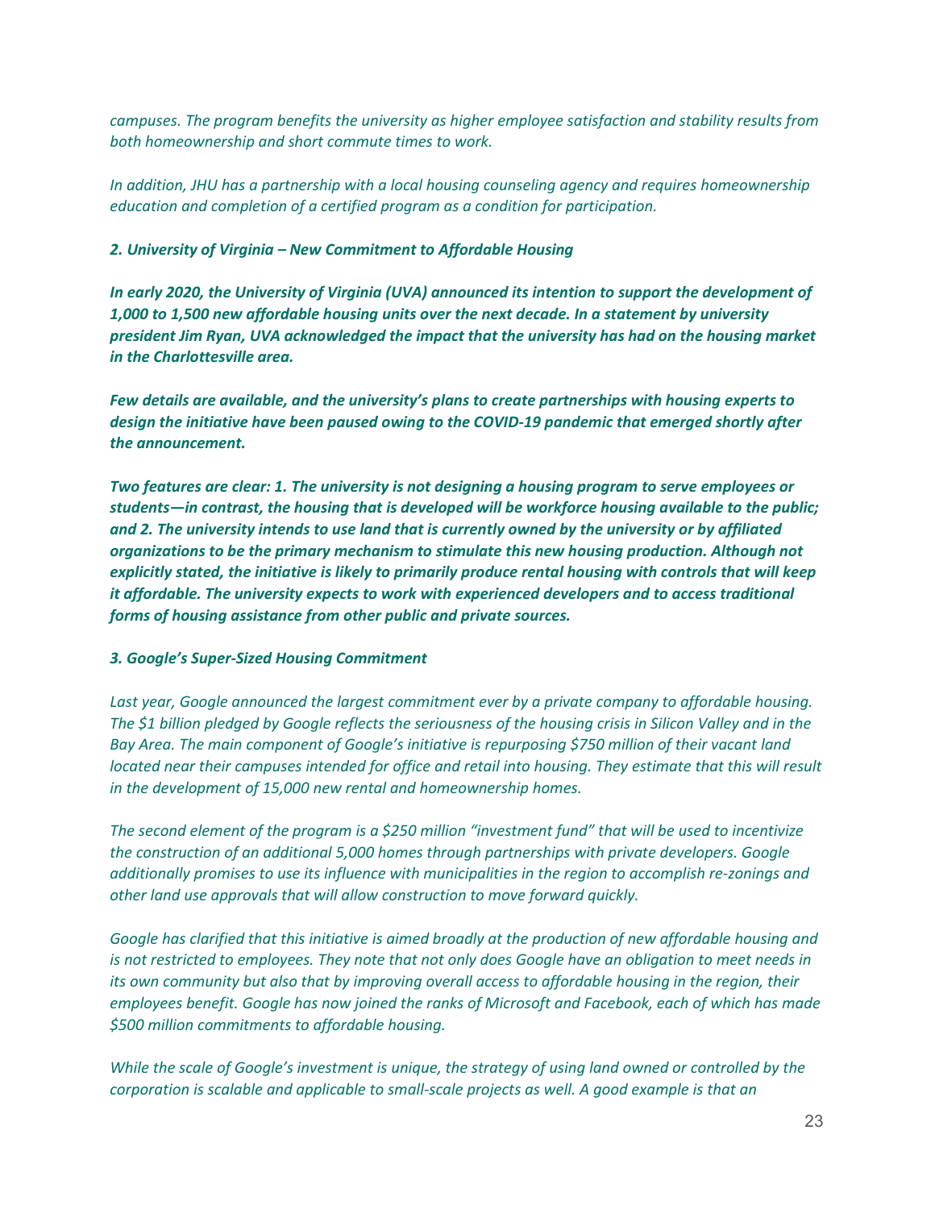*campuses. The program benefits the university as higher employee satisfaction and stability results from both homeownership and short commute times to work.*

*In addition, JHU has a partnership with a local housing counseling agency and requires homeownership education and completion of a certified program as a condition for participation.*

***2. University of Virginia – New Commitment to Affordable Housing***

***In early 2020, the University of Virginia (UVA) announced its intention to support the development of 1,000 to 1,500 new affordable housing units over the next decade. In a statement by university president Jim Ryan, UVA acknowledged the impact that the university has had on the housing market in the Charlottesville area.***

***Few details are available, and the university's plans to create partnerships with housing experts to design the initiative have been paused owing to the COVID-19 pandemic that emerged shortly after the announcement.***

***Two features are clear: 1. The university is not designing a housing program to serve employees or students—in contrast, the housing that is developed will be workforce housing available to the public; and 2. The university intends to use land that is currently owned by the university or by affiliated organizations to be the primary mechanism to stimulate this new housing production. Although not explicitly stated, the initiative is likely to primarily produce rental housing with controls that will keep it affordable. The university expects to work with experienced developers and to access traditional forms of housing assistance from other public and private sources.***

***3. Google's Super-Sized Housing Commitment***

*Last year, Google announced the largest commitment ever by a private company to affordable housing. The $1 billion pledged by Google reflects the seriousness of the housing crisis in Silicon Valley and in the Bay Area. The main component of Google's initiative is repurposing $750 million of their vacant land located near their campuses intended for office and retail into housing. They estimate that this will result in the development of 15,000 new rental and homeownership homes.*

*The second element of the program is a $250 million "investment fund" that will be used to incentivize the construction of an additional 5,000 homes through partnerships with private developers. Google additionally promises to use its influence with municipalities in the region to accomplish re-zonings and other land use approvals that will allow construction to move forward quickly.*

*Google has clarified that this initiative is aimed broadly at the production of new affordable housing and is not restricted to employees. They note that not only does Google have an obligation to meet needs in its own community but also that by improving overall access to affordable housing in the region, their employees benefit. Google has now joined the ranks of Microsoft and Facebook, each of which has made $500 million commitments to affordable housing.*

*While the scale of Google's investment is unique, the strategy of using land owned or controlled by the corporation is scalable and applicable to small-scale projects as well. A good example is that an*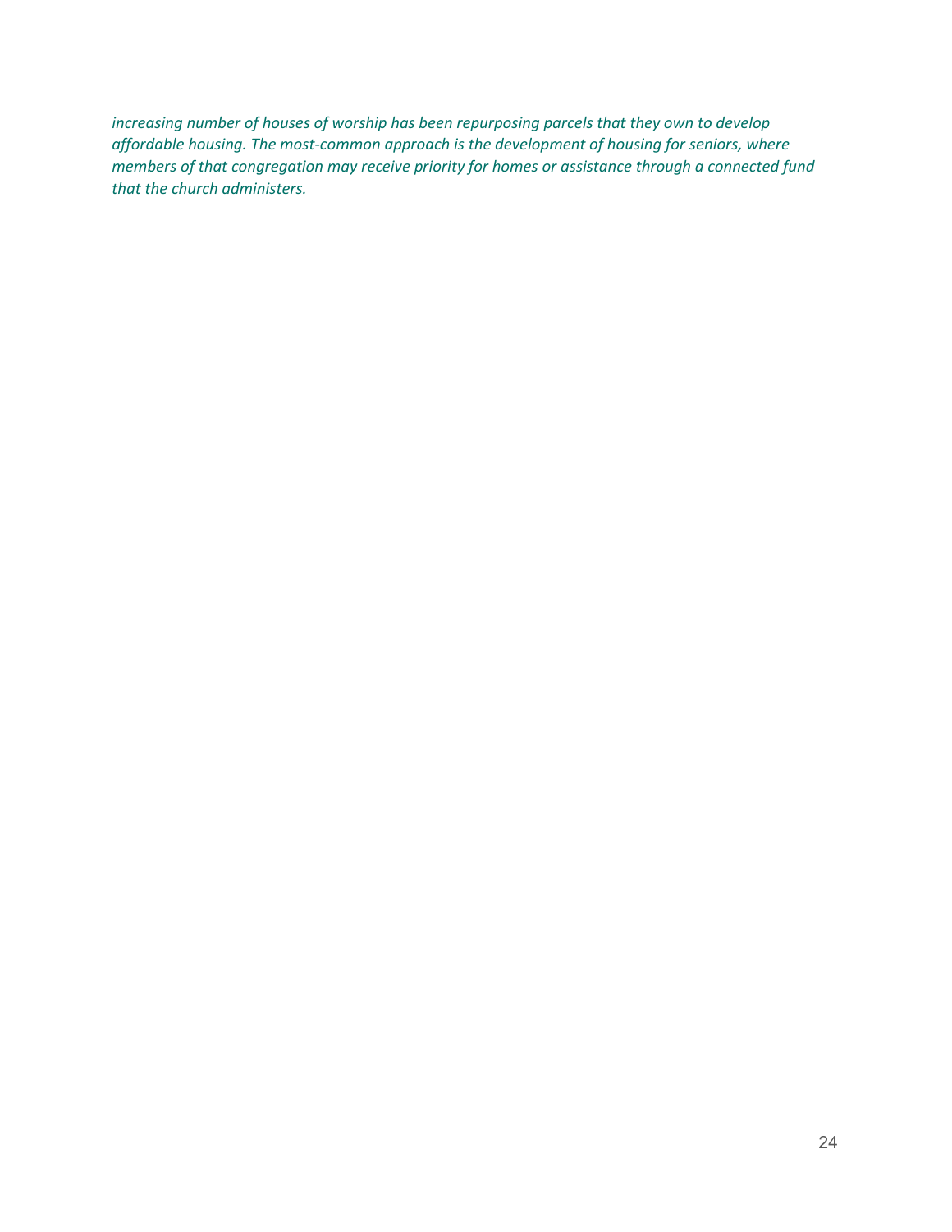*increasing number of houses of worship has been repurposing parcels that they own to develop affordable housing. The most-common approach is the development of housing for seniors, where members of that congregation may receive priority for homes or assistance through a connected fund that the church administers.*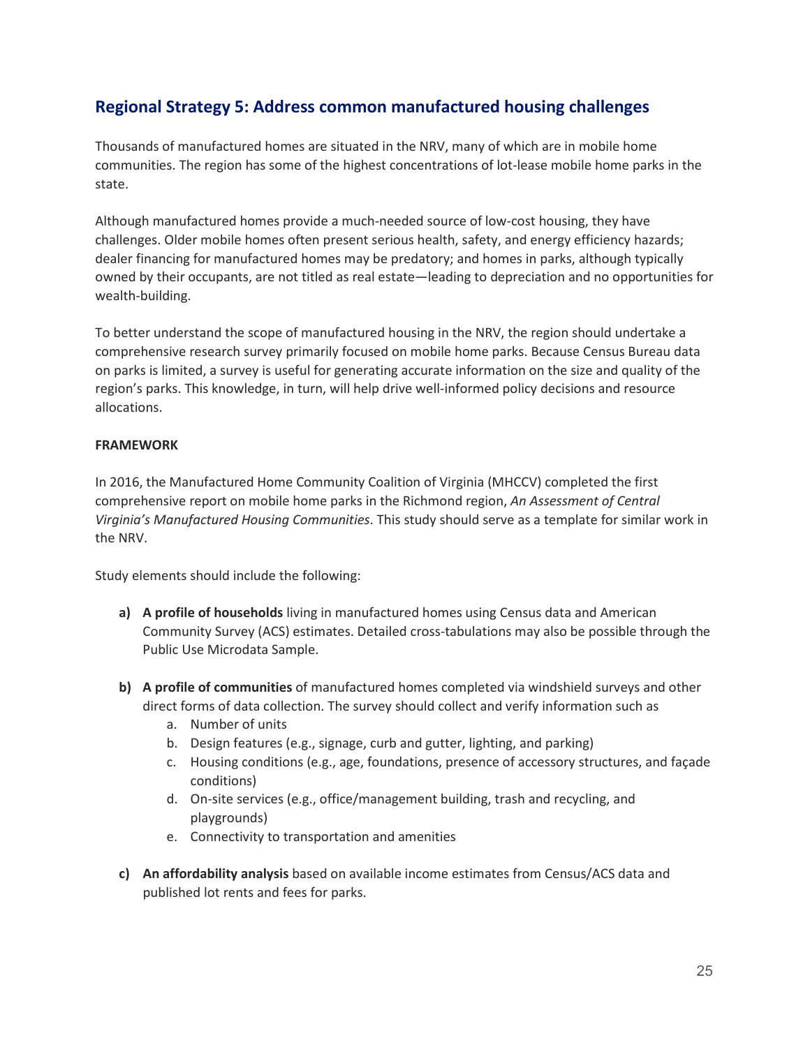## Regional Strategy 5: Address common manufactured housing challenges

Thousands of manufactured homes are situated in the NRV, many of which are in mobile home communities. The region has some of the highest concentrations of lot-lease mobile home parks in the state.

Although manufactured homes provide a much-needed source of low-cost housing, they have challenges. Older mobile homes often present serious health, safety, and energy efficiency hazards; dealer financing for manufactured homes may be predatory; and homes in parks, although typically owned by their occupants, are not titled as real estate—leading to depreciation and no opportunities for wealth-building.

To better understand the scope of manufactured housing in the NRV, the region should undertake a comprehensive research survey primarily focused on mobile home parks. Because Census Bureau data on parks is limited, a survey is useful for generating accurate information on the size and quality of the region's parks. This knowledge, in turn, will help drive well-informed policy decisions and resource allocations.

**FRAMEWORK**

In 2016, the Manufactured Home Community Coalition of Virginia (MHCCV) completed the first comprehensive report on mobile home parks in the Richmond region, *An Assessment of Central Virginia's Manufactured Housing Communities*. This study should serve as a template for similar work in the NRV.

Study elements should include the following:

a) **A profile of households** living in manufactured homes using Census data and American Community Survey (ACS) estimates. Detailed cross-tabulations may also be possible through the Public Use Microdata Sample.

b) **A profile of communities** of manufactured homes completed via windshield surveys and other direct forms of data collection. The survey should collect and verify information such as
   a. Number of units
   b. Design features (e.g., signage, curb and gutter, lighting, and parking)
   c. Housing conditions (e.g., age, foundations, presence of accessory structures, and façade conditions)
   d. On-site services (e.g., office/management building, trash and recycling, and playgrounds)
   e. Connectivity to transportation and amenities

c) **An affordability analysis** based on available income estimates from Census/ACS data and published lot rents and fees for parks.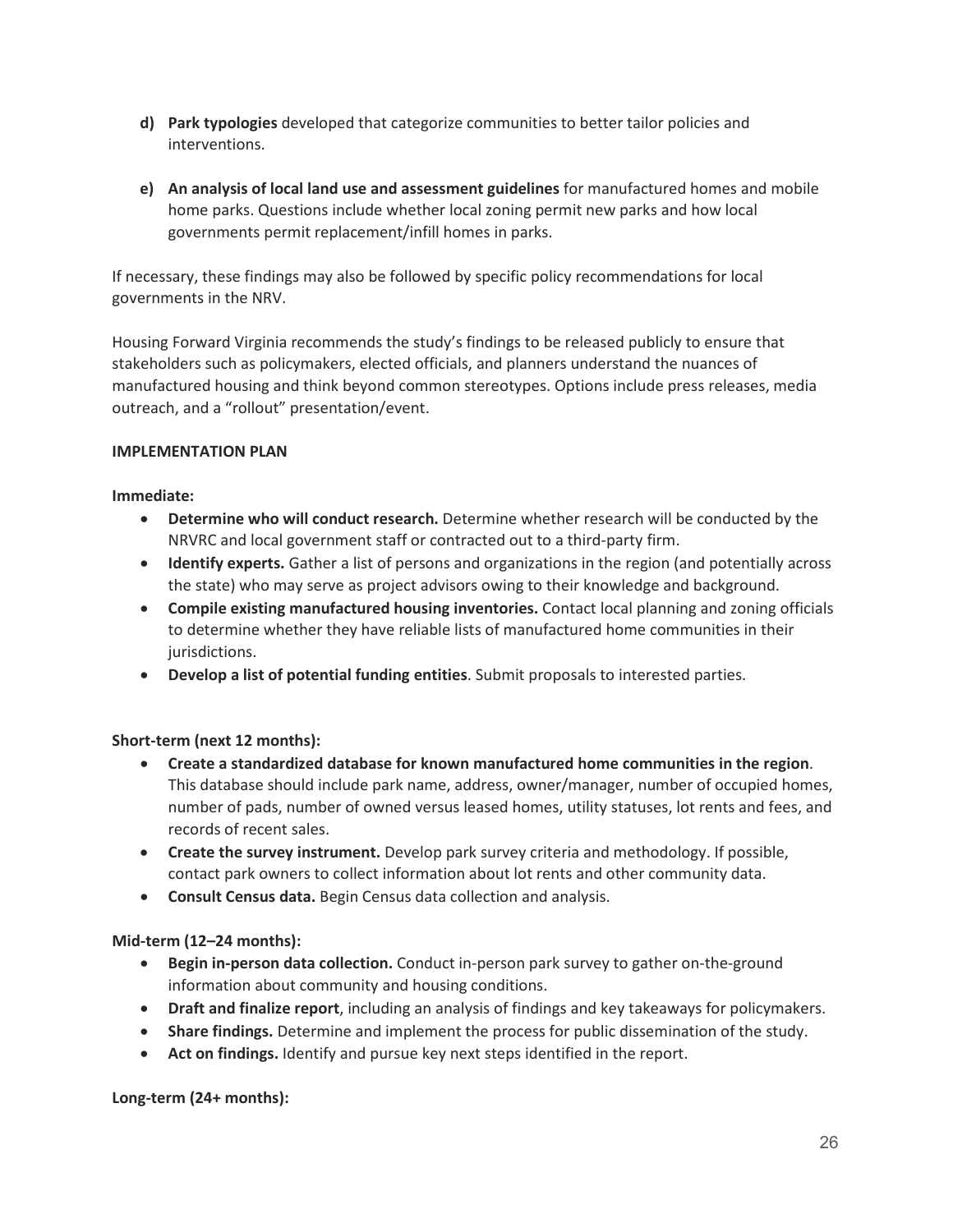d) **Park typologies** developed that categorize communities to better tailor policies and interventions.

e) **An analysis of local land use and assessment guidelines** for manufactured homes and mobile home parks. Questions include whether local zoning permit new parks and how local governments permit replacement/infill homes in parks.

If necessary, these findings may also be followed by specific policy recommendations for local governments in the NRV.

Housing Forward Virginia recommends the study's findings to be released publicly to ensure that stakeholders such as policymakers, elected officials, and planners understand the nuances of manufactured housing and think beyond common stereotypes. Options include press releases, media outreach, and a "rollout" presentation/event.

**IMPLEMENTATION PLAN**

**Immediate:**

- **Determine who will conduct research.** Determine whether research will be conducted by the NRVRC and local government staff or contracted out to a third-party firm.
- **Identify experts.** Gather a list of persons and organizations in the region (and potentially across the state) who may serve as project advisors owing to their knowledge and background.
- **Compile existing manufactured housing inventories.** Contact local planning and zoning officials to determine whether they have reliable lists of manufactured home communities in their jurisdictions.
- **Develop a list of potential funding entities**. Submit proposals to interested parties.

**Short-term (next 12 months):**

- **Create a standardized database for known manufactured home communities in the region**. This database should include park name, address, owner/manager, number of occupied homes, number of pads, number of owned versus leased homes, utility statuses, lot rents and fees, and records of recent sales.
- **Create the survey instrument.** Develop park survey criteria and methodology. If possible, contact park owners to collect information about lot rents and other community data.
- **Consult Census data.** Begin Census data collection and analysis.

**Mid-term (12–24 months):**

- **Begin in-person data collection.** Conduct in-person park survey to gather on-the-ground information about community and housing conditions.
- **Draft and finalize report**, including an analysis of findings and key takeaways for policymakers.
- **Share findings.** Determine and implement the process for public dissemination of the study.
- **Act on findings.** Identify and pursue key next steps identified in the report.

**Long-term (24+ months):**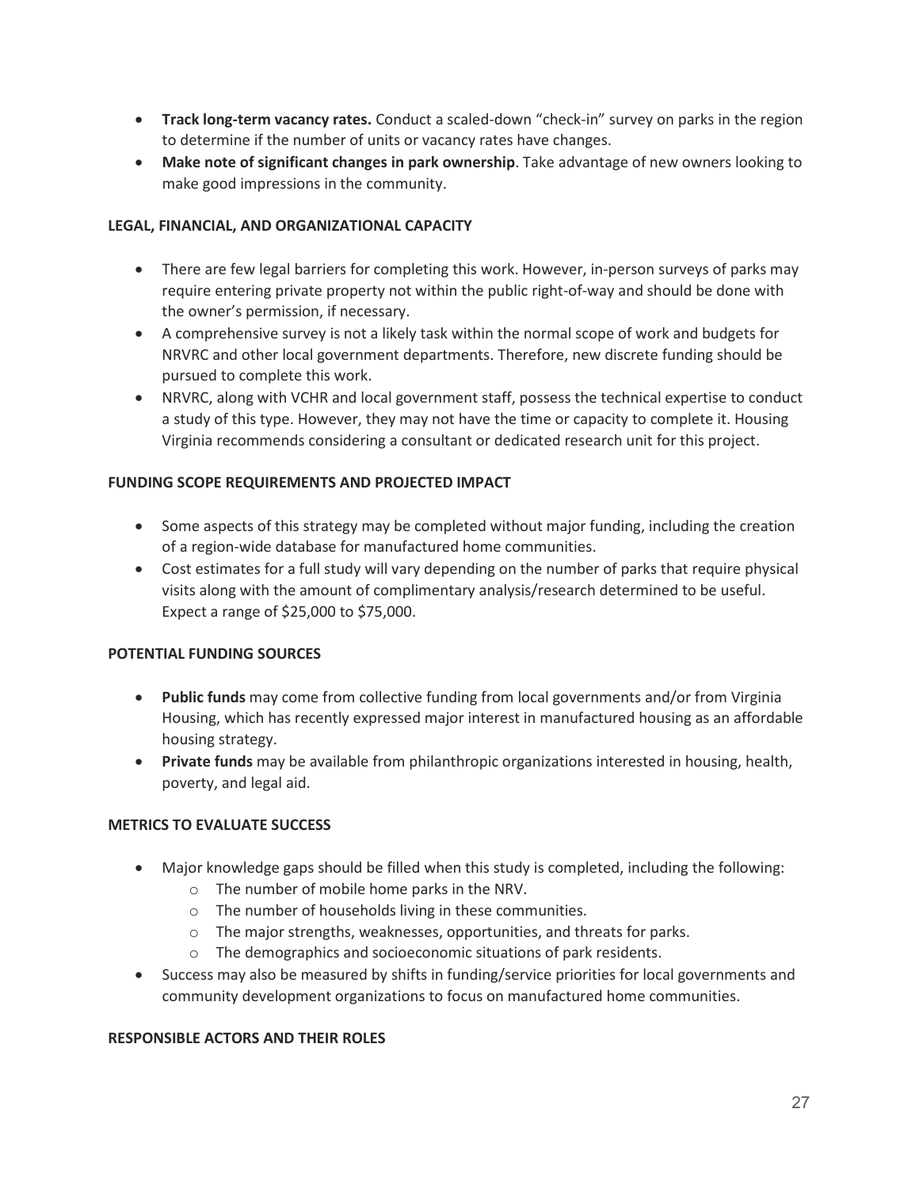- **Track long-term vacancy rates.** Conduct a scaled-down "check-in" survey on parks in the region to determine if the number of units or vacancy rates have changes.
- **Make note of significant changes in park ownership**. Take advantage of new owners looking to make good impressions in the community.

**LEGAL, FINANCIAL, AND ORGANIZATIONAL CAPACITY**

- There are few legal barriers for completing this work. However, in-person surveys of parks may require entering private property not within the public right-of-way and should be done with the owner's permission, if necessary.
- A comprehensive survey is not a likely task within the normal scope of work and budgets for NRVRC and other local government departments. Therefore, new discrete funding should be pursued to complete this work.
- NRVRC, along with VCHR and local government staff, possess the technical expertise to conduct a study of this type. However, they may not have the time or capacity to complete it. Housing Virginia recommends considering a consultant or dedicated research unit for this project.

**FUNDING SCOPE REQUIREMENTS AND PROJECTED IMPACT**

- Some aspects of this strategy may be completed without major funding, including the creation of a region-wide database for manufactured home communities.
- Cost estimates for a full study will vary depending on the number of parks that require physical visits along with the amount of complimentary analysis/research determined to be useful. Expect a range of $25,000 to $75,000.

**POTENTIAL FUNDING SOURCES**

- **Public funds** may come from collective funding from local governments and/or from Virginia Housing, which has recently expressed major interest in manufactured housing as an affordable housing strategy.
- **Private funds** may be available from philanthropic organizations interested in housing, health, poverty, and legal aid.

**METRICS TO EVALUATE SUCCESS**

- Major knowledge gaps should be filled when this study is completed, including the following:
  - The number of mobile home parks in the NRV.
  - The number of households living in these communities.
  - The major strengths, weaknesses, opportunities, and threats for parks.
  - The demographics and socioeconomic situations of park residents.
- Success may also be measured by shifts in funding/service priorities for local governments and community development organizations to focus on manufactured home communities.

**RESPONSIBLE ACTORS AND THEIR ROLES**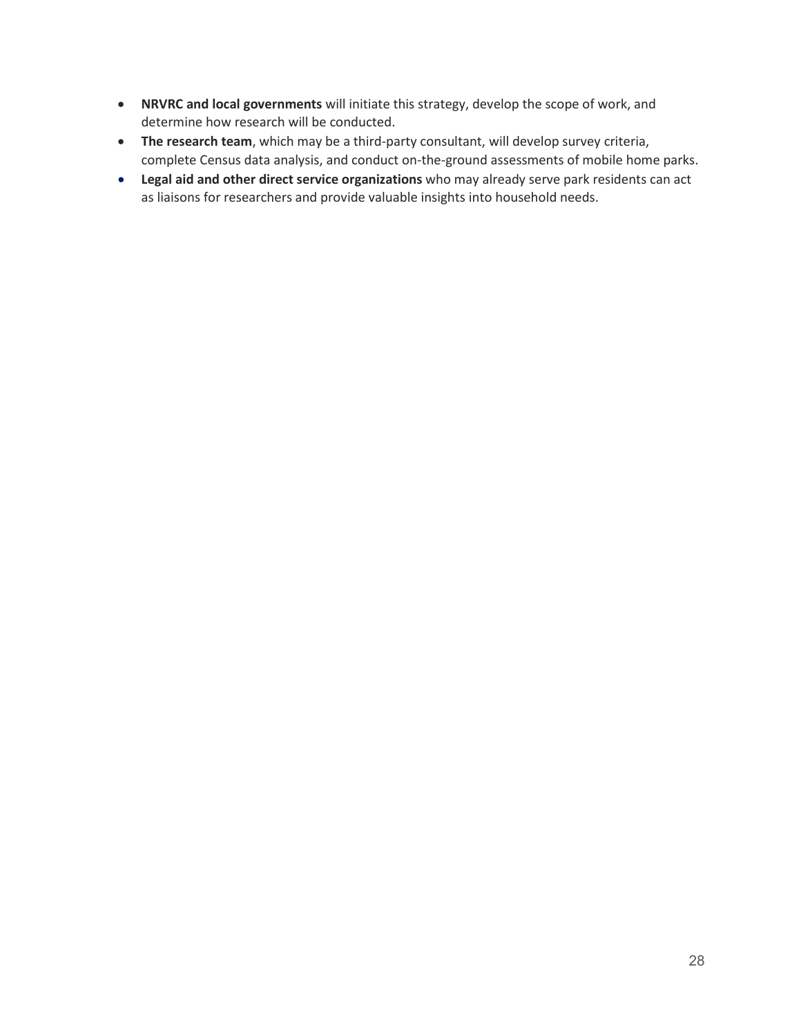- **NRVRC and local governments** will initiate this strategy, develop the scope of work, and determine how research will be conducted.
- **The research team**, which may be a third-party consultant, will develop survey criteria, complete Census data analysis, and conduct on-the-ground assessments of mobile home parks.
- **Legal aid and other direct service organizations** who may already serve park residents can act as liaisons for researchers and provide valuable insights into household needs.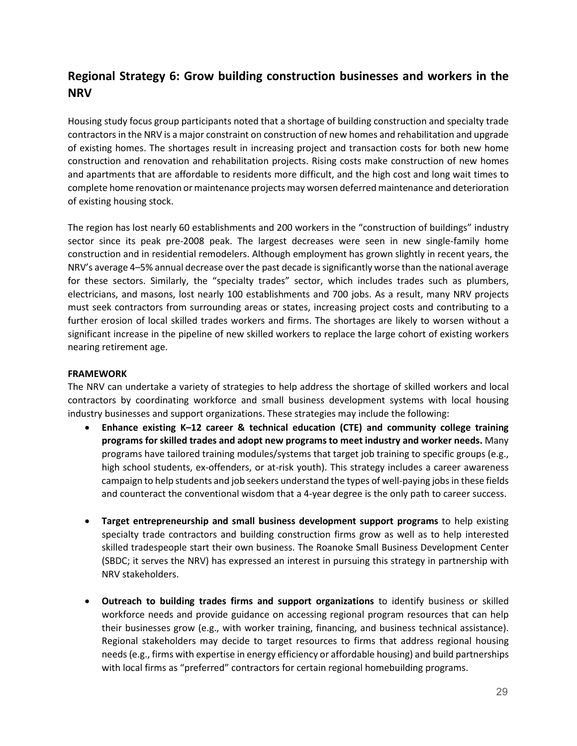## Regional Strategy 6: Grow building construction businesses and workers in the NRV

Housing study focus group participants noted that a shortage of building construction and specialty trade contractors in the NRV is a major constraint on construction of new homes and rehabilitation and upgrade of existing homes. The shortages result in increasing project and transaction costs for both new home construction and renovation and rehabilitation projects. Rising costs make construction of new homes and apartments that are affordable to residents more difficult, and the high cost and long wait times to complete home renovation or maintenance projects may worsen deferred maintenance and deterioration of existing housing stock.

The region has lost nearly 60 establishments and 200 workers in the "construction of buildings" industry sector since its peak pre-2008 peak. The largest decreases were seen in new single-family home construction and in residential remodelers. Although employment has grown slightly in recent years, the NRV's average 4–5% annual decrease over the past decade is significantly worse than the national average for these sectors. Similarly, the "specialty trades" sector, which includes trades such as plumbers, electricians, and masons, lost nearly 100 establishments and 700 jobs. As a result, many NRV projects must seek contractors from surrounding areas or states, increasing project costs and contributing to a further erosion of local skilled trades workers and firms. The shortages are likely to worsen without a significant increase in the pipeline of new skilled workers to replace the large cohort of existing workers nearing retirement age.

**FRAMEWORK**

The NRV can undertake a variety of strategies to help address the shortage of skilled workers and local contractors by coordinating workforce and small business development systems with local housing industry businesses and support organizations. These strategies may include the following:

- **Enhance existing K–12 career & technical education (CTE) and community college training programs for skilled trades and adopt new programs to meet industry and worker needs.** Many programs have tailored training modules/systems that target job training to specific groups (e.g., high school students, ex-offenders, or at-risk youth). This strategy includes a career awareness campaign to help students and job seekers understand the types of well-paying jobs in these fields and counteract the conventional wisdom that a 4-year degree is the only path to career success.

- **Target entrepreneurship and small business development support programs** to help existing specialty trade contractors and building construction firms grow as well as to help interested skilled tradespeople start their own business. The Roanoke Small Business Development Center (SBDC; it serves the NRV) has expressed an interest in pursuing this strategy in partnership with NRV stakeholders.

- **Outreach to building trades firms and support organizations** to identify business or skilled workforce needs and provide guidance on accessing regional program resources that can help their businesses grow (e.g., with worker training, financing, and business technical assistance). Regional stakeholders may decide to target resources to firms that address regional housing needs (e.g., firms with expertise in energy efficiency or affordable housing) and build partnerships with local firms as "preferred" contractors for certain regional homebuilding programs.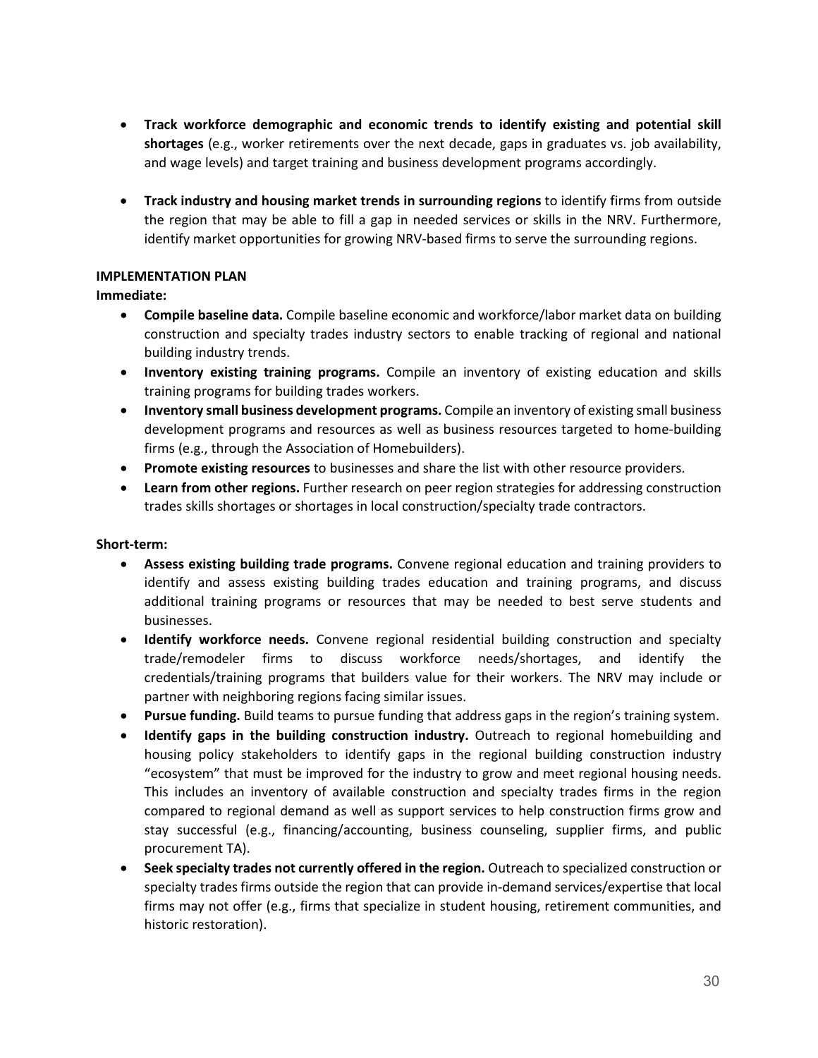- **Track workforce demographic and economic trends to identify existing and potential skill shortages** (e.g., worker retirements over the next decade, gaps in graduates vs. job availability, and wage levels) and target training and business development programs accordingly.

- **Track industry and housing market trends in surrounding regions** to identify firms from outside the region that may be able to fill a gap in needed services or skills in the NRV. Furthermore, identify market opportunities for growing NRV-based firms to serve the surrounding regions.

**IMPLEMENTATION PLAN**

**Immediate:**

- **Compile baseline data.** Compile baseline economic and workforce/labor market data on building construction and specialty trades industry sectors to enable tracking of regional and national building industry trends.
- **Inventory existing training programs.** Compile an inventory of existing education and skills training programs for building trades workers.
- **Inventory small business development programs.** Compile an inventory of existing small business development programs and resources as well as business resources targeted to home-building firms (e.g., through the Association of Homebuilders).
- **Promote existing resources** to businesses and share the list with other resource providers.
- **Learn from other regions.** Further research on peer region strategies for addressing construction trades skills shortages or shortages in local construction/specialty trade contractors.

**Short-term:**

- **Assess existing building trade programs.** Convene regional education and training providers to identify and assess existing building trades education and training programs, and discuss additional training programs or resources that may be needed to best serve students and businesses.
- **Identify workforce needs.** Convene regional residential building construction and specialty trade/remodeler firms to discuss workforce needs/shortages, and identify the credentials/training programs that builders value for their workers. The NRV may include or partner with neighboring regions facing similar issues.
- **Pursue funding.** Build teams to pursue funding that address gaps in the region's training system.
- **Identify gaps in the building construction industry.** Outreach to regional homebuilding and housing policy stakeholders to identify gaps in the regional building construction industry "ecosystem" that must be improved for the industry to grow and meet regional housing needs. This includes an inventory of available construction and specialty trades firms in the region compared to regional demand as well as support services to help construction firms grow and stay successful (e.g., financing/accounting, business counseling, supplier firms, and public procurement TA).
- **Seek specialty trades not currently offered in the region.** Outreach to specialized construction or specialty trades firms outside the region that can provide in-demand services/expertise that local firms may not offer (e.g., firms that specialize in student housing, retirement communities, and historic restoration).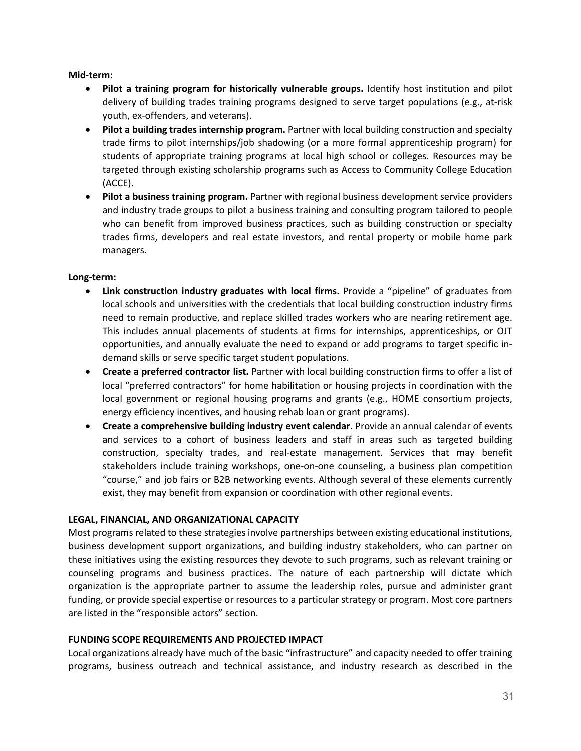**Mid-term:**

- **Pilot a training program for historically vulnerable groups.** Identify host institution and pilot delivery of building trades training programs designed to serve target populations (e.g., at-risk youth, ex-offenders, and veterans).
- **Pilot a building trades internship program.** Partner with local building construction and specialty trade firms to pilot internships/job shadowing (or a more formal apprenticeship program) for students of appropriate training programs at local high school or colleges. Resources may be targeted through existing scholarship programs such as Access to Community College Education (ACCE).
- **Pilot a business training program.** Partner with regional business development service providers and industry trade groups to pilot a business training and consulting program tailored to people who can benefit from improved business practices, such as building construction or specialty trades firms, developers and real estate investors, and rental property or mobile home park managers.

**Long-term:**

- **Link construction industry graduates with local firms.** Provide a "pipeline" of graduates from local schools and universities with the credentials that local building construction industry firms need to remain productive, and replace skilled trades workers who are nearing retirement age. This includes annual placements of students at firms for internships, apprenticeships, or OJT opportunities, and annually evaluate the need to expand or add programs to target specific in-demand skills or serve specific target student populations.
- **Create a preferred contractor list.** Partner with local building construction firms to offer a list of local "preferred contractors" for home habilitation or housing projects in coordination with the local government or regional housing programs and grants (e.g., HOME consortium projects, energy efficiency incentives, and housing rehab loan or grant programs).
- **Create a comprehensive building industry event calendar.** Provide an annual calendar of events and services to a cohort of business leaders and staff in areas such as targeted building construction, specialty trades, and real-estate management. Services that may benefit stakeholders include training workshops, one-on-one counseling, a business plan competition "course," and job fairs or B2B networking events. Although several of these elements currently exist, they may benefit from expansion or coordination with other regional events.

**LEGAL, FINANCIAL, AND ORGANIZATIONAL CAPACITY**

Most programs related to these strategies involve partnerships between existing educational institutions, business development support organizations, and building industry stakeholders, who can partner on these initiatives using the existing resources they devote to such programs, such as relevant training or counseling programs and business practices. The nature of each partnership will dictate which organization is the appropriate partner to assume the leadership roles, pursue and administer grant funding, or provide special expertise or resources to a particular strategy or program. Most core partners are listed in the "responsible actors" section.

**FUNDING SCOPE REQUIREMENTS AND PROJECTED IMPACT**

Local organizations already have much of the basic "infrastructure" and capacity needed to offer training programs, business outreach and technical assistance, and industry research as described in the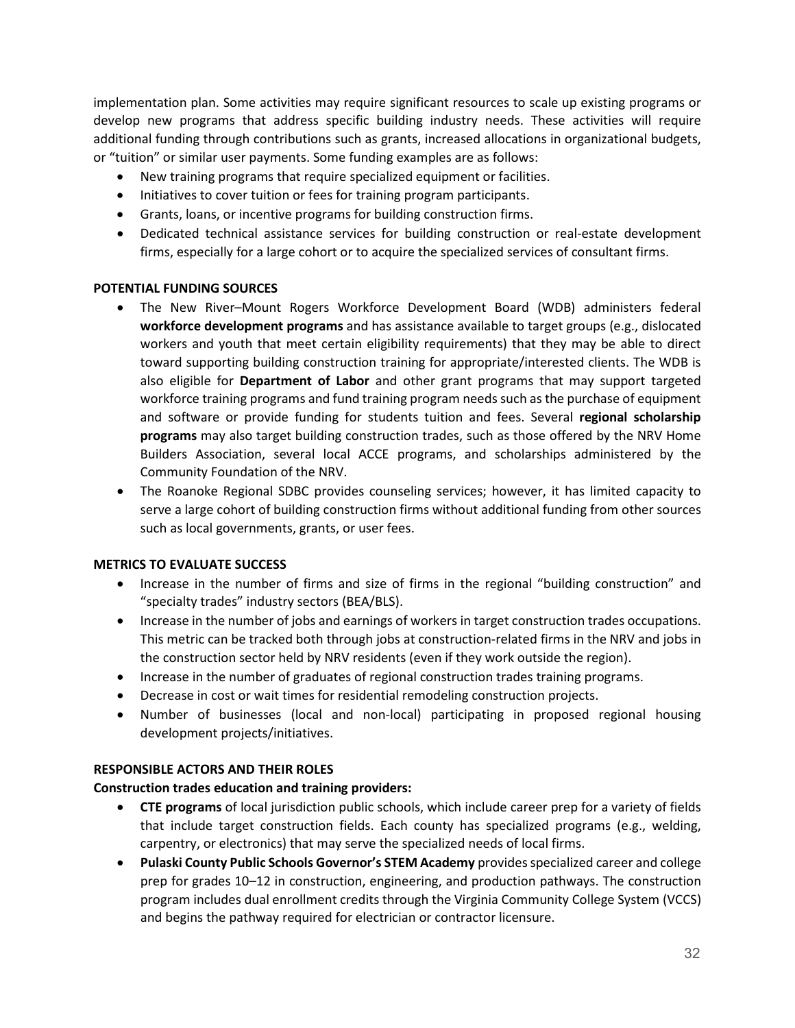implementation plan. Some activities may require significant resources to scale up existing programs or develop new programs that address specific building industry needs. These activities will require additional funding through contributions such as grants, increased allocations in organizational budgets, or "tuition" or similar user payments. Some funding examples are as follows:

- New training programs that require specialized equipment or facilities.
- Initiatives to cover tuition or fees for training program participants.
- Grants, loans, or incentive programs for building construction firms.
- Dedicated technical assistance services for building construction or real-estate development firms, especially for a large cohort or to acquire the specialized services of consultant firms.

**POTENTIAL FUNDING SOURCES**

- The New River–Mount Rogers Workforce Development Board (WDB) administers federal **workforce development programs** and has assistance available to target groups (e.g., dislocated workers and youth that meet certain eligibility requirements) that they may be able to direct toward supporting building construction training for appropriate/interested clients. The WDB is also eligible for **Department of Labor** and other grant programs that may support targeted workforce training programs and fund training program needs such as the purchase of equipment and software or provide funding for students tuition and fees. Several **regional scholarship programs** may also target building construction trades, such as those offered by the NRV Home Builders Association, several local ACCE programs, and scholarships administered by the Community Foundation of the NRV.
- The Roanoke Regional SDBC provides counseling services; however, it has limited capacity to serve a large cohort of building construction firms without additional funding from other sources such as local governments, grants, or user fees.

**METRICS TO EVALUATE SUCCESS**

- Increase in the number of firms and size of firms in the regional "building construction" and "specialty trades" industry sectors (BEA/BLS).
- Increase in the number of jobs and earnings of workers in target construction trades occupations. This metric can be tracked both through jobs at construction-related firms in the NRV and jobs in the construction sector held by NRV residents (even if they work outside the region).
- Increase in the number of graduates of regional construction trades training programs.
- Decrease in cost or wait times for residential remodeling construction projects.
- Number of businesses (local and non-local) participating in proposed regional housing development projects/initiatives.

**RESPONSIBLE ACTORS AND THEIR ROLES**

**Construction trades education and training providers:**

- **CTE programs** of local jurisdiction public schools, which include career prep for a variety of fields that include target construction fields. Each county has specialized programs (e.g., welding, carpentry, or electronics) that may serve the specialized needs of local firms.
- **Pulaski County Public Schools Governor's STEM Academy** provides specialized career and college prep for grades 10–12 in construction, engineering, and production pathways. The construction program includes dual enrollment credits through the Virginia Community College System (VCCS) and begins the pathway required for electrician or contractor licensure.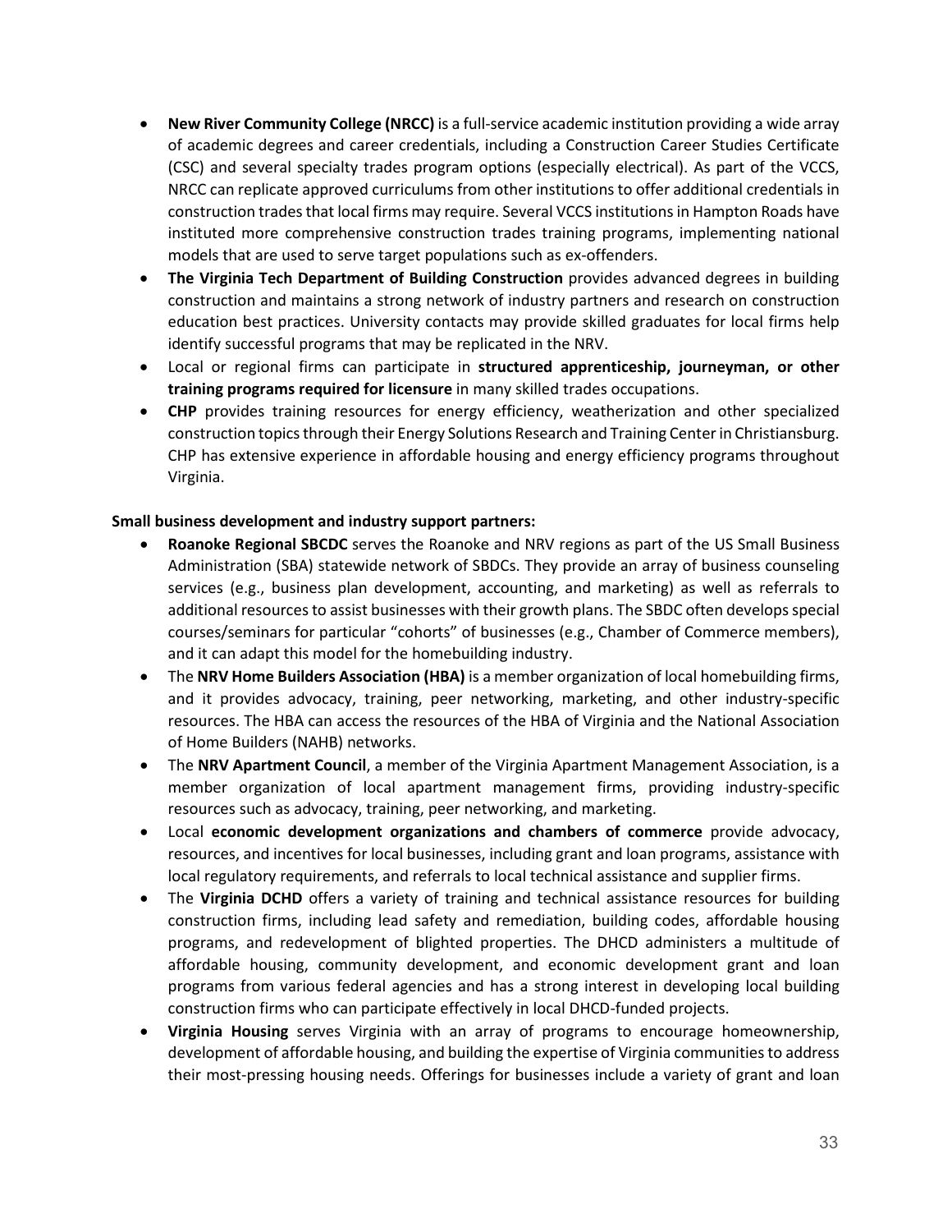- **New River Community College (NRCC)** is a full-service academic institution providing a wide array of academic degrees and career credentials, including a Construction Career Studies Certificate (CSC) and several specialty trades program options (especially electrical). As part of the VCCS, NRCC can replicate approved curriculums from other institutions to offer additional credentials in construction trades that local firms may require. Several VCCS institutions in Hampton Roads have instituted more comprehensive construction trades training programs, implementing national models that are used to serve target populations such as ex-offenders.
- **The Virginia Tech Department of Building Construction** provides advanced degrees in building construction and maintains a strong network of industry partners and research on construction education best practices. University contacts may provide skilled graduates for local firms help identify successful programs that may be replicated in the NRV.
- Local or regional firms can participate in **structured apprenticeship, journeyman, or other training programs required for licensure** in many skilled trades occupations.
- **CHP** provides training resources for energy efficiency, weatherization and other specialized construction topics through their Energy Solutions Research and Training Center in Christiansburg. CHP has extensive experience in affordable housing and energy efficiency programs throughout Virginia.

**Small business development and industry support partners:**

- **Roanoke Regional SBCDC** serves the Roanoke and NRV regions as part of the US Small Business Administration (SBA) statewide network of SBDCs. They provide an array of business counseling services (e.g., business plan development, accounting, and marketing) as well as referrals to additional resources to assist businesses with their growth plans. The SBDC often develops special courses/seminars for particular "cohorts" of businesses (e.g., Chamber of Commerce members), and it can adapt this model for the homebuilding industry.
- The **NRV Home Builders Association (HBA)** is a member organization of local homebuilding firms, and it provides advocacy, training, peer networking, marketing, and other industry-specific resources. The HBA can access the resources of the HBA of Virginia and the National Association of Home Builders (NAHB) networks.
- The **NRV Apartment Council**, a member of the Virginia Apartment Management Association, is a member organization of local apartment management firms, providing industry-specific resources such as advocacy, training, peer networking, and marketing.
- Local **economic development organizations and chambers of commerce** provide advocacy, resources, and incentives for local businesses, including grant and loan programs, assistance with local regulatory requirements, and referrals to local technical assistance and supplier firms.
- The **Virginia DCHD** offers a variety of training and technical assistance resources for building construction firms, including lead safety and remediation, building codes, affordable housing programs, and redevelopment of blighted properties. The DHCD administers a multitude of affordable housing, community development, and economic development grant and loan programs from various federal agencies and has a strong interest in developing local building construction firms who can participate effectively in local DHCD-funded projects.
- **Virginia Housing** serves Virginia with an array of programs to encourage homeownership, development of affordable housing, and building the expertise of Virginia communities to address their most-pressing housing needs. Offerings for businesses include a variety of grant and loan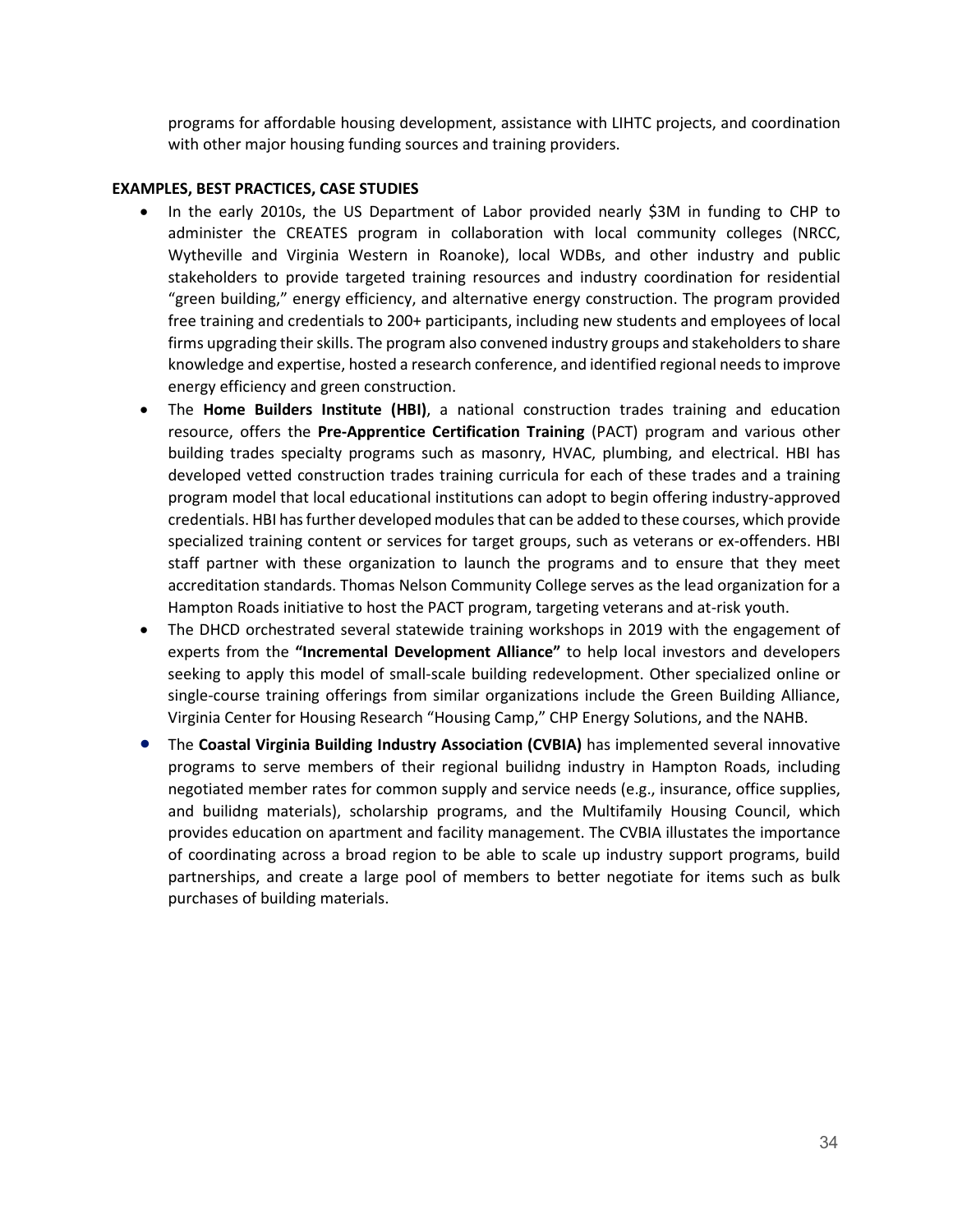programs for affordable housing development, assistance with LIHTC projects, and coordination with other major housing funding sources and training providers.

**EXAMPLES, BEST PRACTICES, CASE STUDIES**

- In the early 2010s, the US Department of Labor provided nearly $3M in funding to CHP to administer the CREATES program in collaboration with local community colleges (NRCC, Wytheville and Virginia Western in Roanoke), local WDBs, and other industry and public stakeholders to provide targeted training resources and industry coordination for residential "green building," energy efficiency, and alternative energy construction. The program provided free training and credentials to 200+ participants, including new students and employees of local firms upgrading their skills. The program also convened industry groups and stakeholders to share knowledge and expertise, hosted a research conference, and identified regional needs to improve energy efficiency and green construction.
- The **Home Builders Institute (HBI)**, a national construction trades training and education resource, offers the **Pre-Apprentice Certification Training** (PACT) program and various other building trades specialty programs such as masonry, HVAC, plumbing, and electrical. HBI has developed vetted construction trades training curricula for each of these trades and a training program model that local educational institutions can adopt to begin offering industry-approved credentials. HBI has further developed modules that can be added to these courses, which provide specialized training content or services for target groups, such as veterans or ex-offenders. HBI staff partner with these organization to launch the programs and to ensure that they meet accreditation standards. Thomas Nelson Community College serves as the lead organization for a Hampton Roads initiative to host the PACT program, targeting veterans and at-risk youth.
- The DHCD orchestrated several statewide training workshops in 2019 with the engagement of experts from the **"Incremental Development Alliance"** to help local investors and developers seeking to apply this model of small-scale building redevelopment. Other specialized online or single-course training offerings from similar organizations include the Green Building Alliance, Virginia Center for Housing Research "Housing Camp," CHP Energy Solutions, and the NAHB.
- The **Coastal Virginia Building Industry Association (CVBIA)** has implemented several innovative programs to serve members of their regional builidng industry in Hampton Roads, including negotiated member rates for common supply and service needs (e.g., insurance, office supplies, and builidng materials), scholarship programs, and the Multifamily Housing Council, which provides education on apartment and facility management. The CVBIA illustates the importance of coordinating across a broad region to be able to scale up industry support programs, build partnerships, and create a large pool of members to better negotiate for items such as bulk purchases of building materials.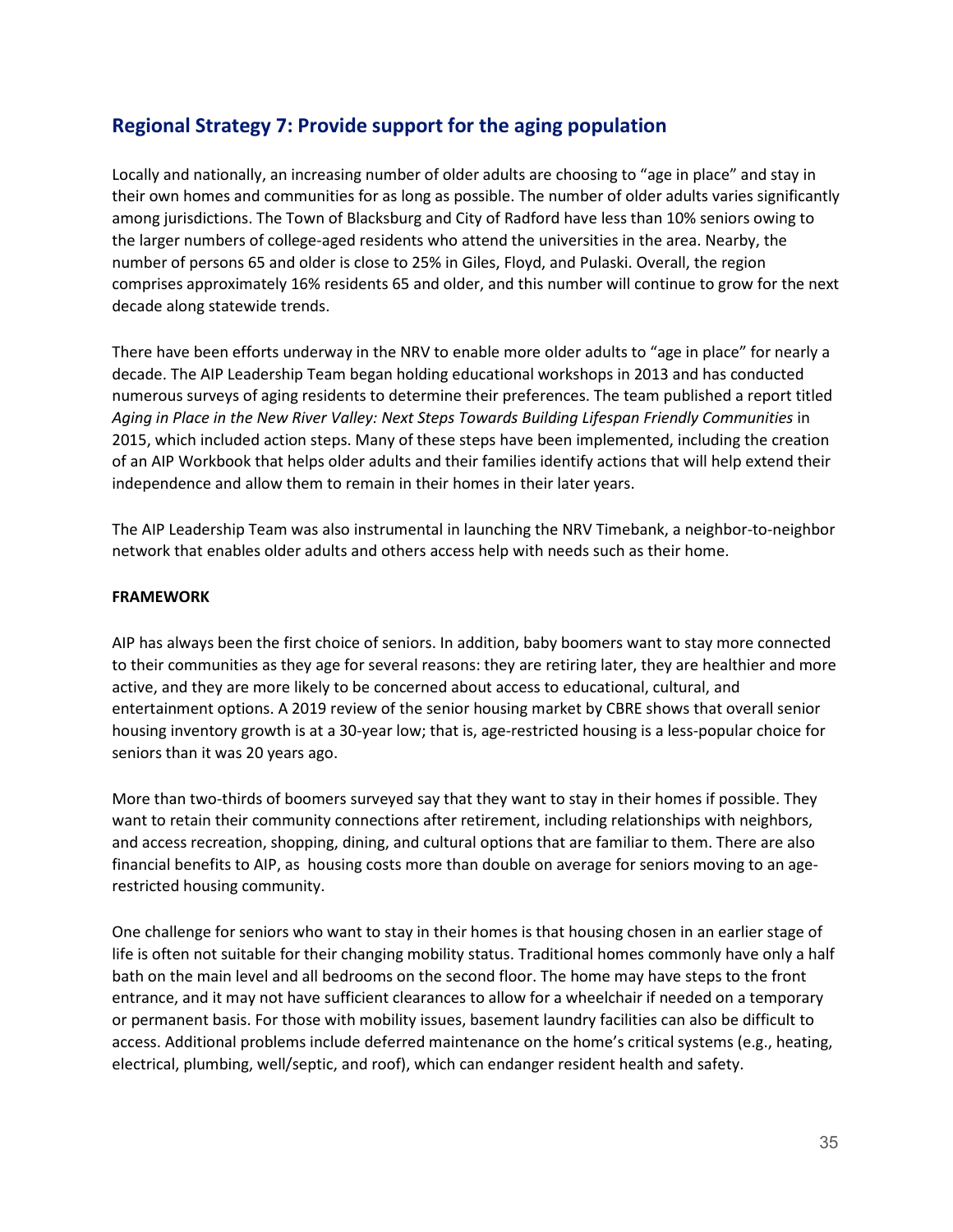## Regional Strategy 7: Provide support for the aging population

Locally and nationally, an increasing number of older adults are choosing to "age in place" and stay in their own homes and communities for as long as possible. The number of older adults varies significantly among jurisdictions. The Town of Blacksburg and City of Radford have less than 10% seniors owing to the larger numbers of college-aged residents who attend the universities in the area. Nearby, the number of persons 65 and older is close to 25% in Giles, Floyd, and Pulaski. Overall, the region comprises approximately 16% residents 65 and older, and this number will continue to grow for the next decade along statewide trends.

There have been efforts underway in the NRV to enable more older adults to "age in place" for nearly a decade. The AIP Leadership Team began holding educational workshops in 2013 and has conducted numerous surveys of aging residents to determine their preferences. The team published a report titled *Aging in Place in the New River Valley: Next Steps Towards Building Lifespan Friendly Communities* in 2015, which included action steps. Many of these steps have been implemented, including the creation of an AIP Workbook that helps older adults and their families identify actions that will help extend their independence and allow them to remain in their homes in their later years.

The AIP Leadership Team was also instrumental in launching the NRV Timebank, a neighbor-to-neighbor network that enables older adults and others access help with needs such as their home.

**FRAMEWORK**

AIP has always been the first choice of seniors. In addition, baby boomers want to stay more connected to their communities as they age for several reasons: they are retiring later, they are healthier and more active, and they are more likely to be concerned about access to educational, cultural, and entertainment options. A 2019 review of the senior housing market by CBRE shows that overall senior housing inventory growth is at a 30-year low; that is, age-restricted housing is a less-popular choice for seniors than it was 20 years ago.

More than two-thirds of boomers surveyed say that they want to stay in their homes if possible. They want to retain their community connections after retirement, including relationships with neighbors, and access recreation, shopping, dining, and cultural options that are familiar to them. There are also financial benefits to AIP, as housing costs more than double on average for seniors moving to an age-restricted housing community.

One challenge for seniors who want to stay in their homes is that housing chosen in an earlier stage of life is often not suitable for their changing mobility status. Traditional homes commonly have only a half bath on the main level and all bedrooms on the second floor. The home may have steps to the front entrance, and it may not have sufficient clearances to allow for a wheelchair if needed on a temporary or permanent basis. For those with mobility issues, basement laundry facilities can also be difficult to access. Additional problems include deferred maintenance on the home's critical systems (e.g., heating, electrical, plumbing, well/septic, and roof), which can endanger resident health and safety.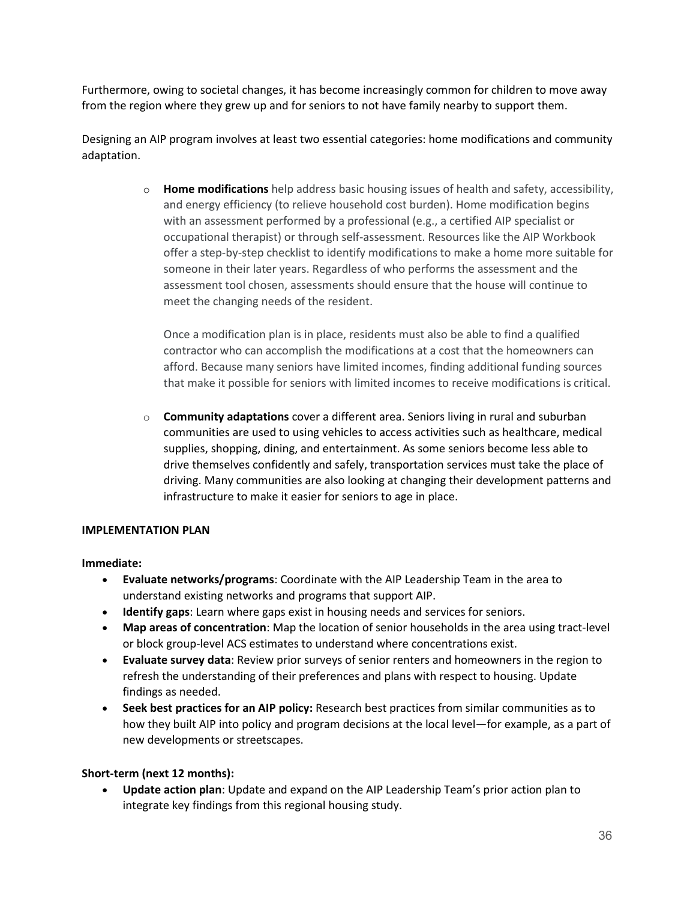Furthermore, owing to societal changes, it has become increasingly common for children to move away from the region where they grew up and for seniors to not have family nearby to support them.

Designing an AIP program involves at least two essential categories: home modifications and community adaptation.

- **Home modifications** help address basic housing issues of health and safety, accessibility, and energy efficiency (to relieve household cost burden). Home modification begins with an assessment performed by a professional (e.g., a certified AIP specialist or occupational therapist) or through self-assessment. Resources like the AIP Workbook offer a step-by-step checklist to identify modifications to make a home more suitable for someone in their later years. Regardless of who performs the assessment and the assessment tool chosen, assessments should ensure that the house will continue to meet the changing needs of the resident.

  Once a modification plan is in place, residents must also be able to find a qualified contractor who can accomplish the modifications at a cost that the homeowners can afford. Because many seniors have limited incomes, finding additional funding sources that make it possible for seniors with limited incomes to receive modifications is critical.

- **Community adaptations** cover a different area. Seniors living in rural and suburban communities are used to using vehicles to access activities such as healthcare, medical supplies, shopping, dining, and entertainment. As some seniors become less able to drive themselves confidently and safely, transportation services must take the place of driving. Many communities are also looking at changing their development patterns and infrastructure to make it easier for seniors to age in place.

**IMPLEMENTATION PLAN**

**Immediate:**

- **Evaluate networks/programs**: Coordinate with the AIP Leadership Team in the area to understand existing networks and programs that support AIP.
- **Identify gaps**: Learn where gaps exist in housing needs and services for seniors.
- **Map areas of concentration**: Map the location of senior households in the area using tract-level or block group-level ACS estimates to understand where concentrations exist.
- **Evaluate survey data**: Review prior surveys of senior renters and homeowners in the region to refresh the understanding of their preferences and plans with respect to housing. Update findings as needed.
- **Seek best practices for an AIP policy:** Research best practices from similar communities as to how they built AIP into policy and program decisions at the local level—for example, as a part of new developments or streetscapes.

**Short-term (next 12 months):**

- **Update action plan**: Update and expand on the AIP Leadership Team's prior action plan to integrate key findings from this regional housing study.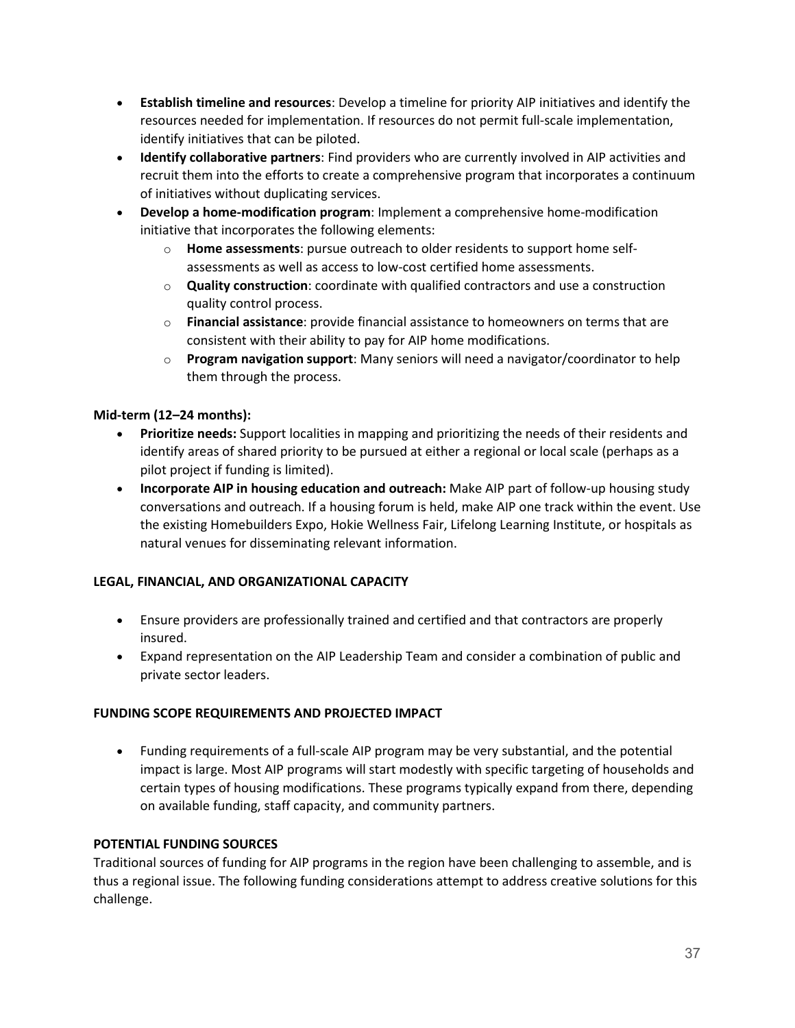- **Establish timeline and resources**: Develop a timeline for priority AIP initiatives and identify the resources needed for implementation. If resources do not permit full-scale implementation, identify initiatives that can be piloted.
- **Identify collaborative partners**: Find providers who are currently involved in AIP activities and recruit them into the efforts to create a comprehensive program that incorporates a continuum of initiatives without duplicating services.
- **Develop a home-modification program**: Implement a comprehensive home-modification initiative that incorporates the following elements:
    - **Home assessments**: pursue outreach to older residents to support home self-assessments as well as access to low-cost certified home assessments.
    - **Quality construction**: coordinate with qualified contractors and use a construction quality control process.
    - **Financial assistance**: provide financial assistance to homeowners on terms that are consistent with their ability to pay for AIP home modifications.
    - **Program navigation support**: Many seniors will need a navigator/coordinator to help them through the process.

**Mid-term (12–24 months):**

- **Prioritize needs:** Support localities in mapping and prioritizing the needs of their residents and identify areas of shared priority to be pursued at either a regional or local scale (perhaps as a pilot project if funding is limited).
- **Incorporate AIP in housing education and outreach:** Make AIP part of follow-up housing study conversations and outreach. If a housing forum is held, make AIP one track within the event. Use the existing Homebuilders Expo, Hokie Wellness Fair, Lifelong Learning Institute, or hospitals as natural venues for disseminating relevant information.

**LEGAL, FINANCIAL, AND ORGANIZATIONAL CAPACITY**

- Ensure providers are professionally trained and certified and that contractors are properly insured.
- Expand representation on the AIP Leadership Team and consider a combination of public and private sector leaders.

**FUNDING SCOPE REQUIREMENTS AND PROJECTED IMPACT**

- Funding requirements of a full-scale AIP program may be very substantial, and the potential impact is large. Most AIP programs will start modestly with specific targeting of households and certain types of housing modifications. These programs typically expand from there, depending on available funding, staff capacity, and community partners.

**POTENTIAL FUNDING SOURCES**

Traditional sources of funding for AIP programs in the region have been challenging to assemble, and is thus a regional issue. The following funding considerations attempt to address creative solutions for this challenge.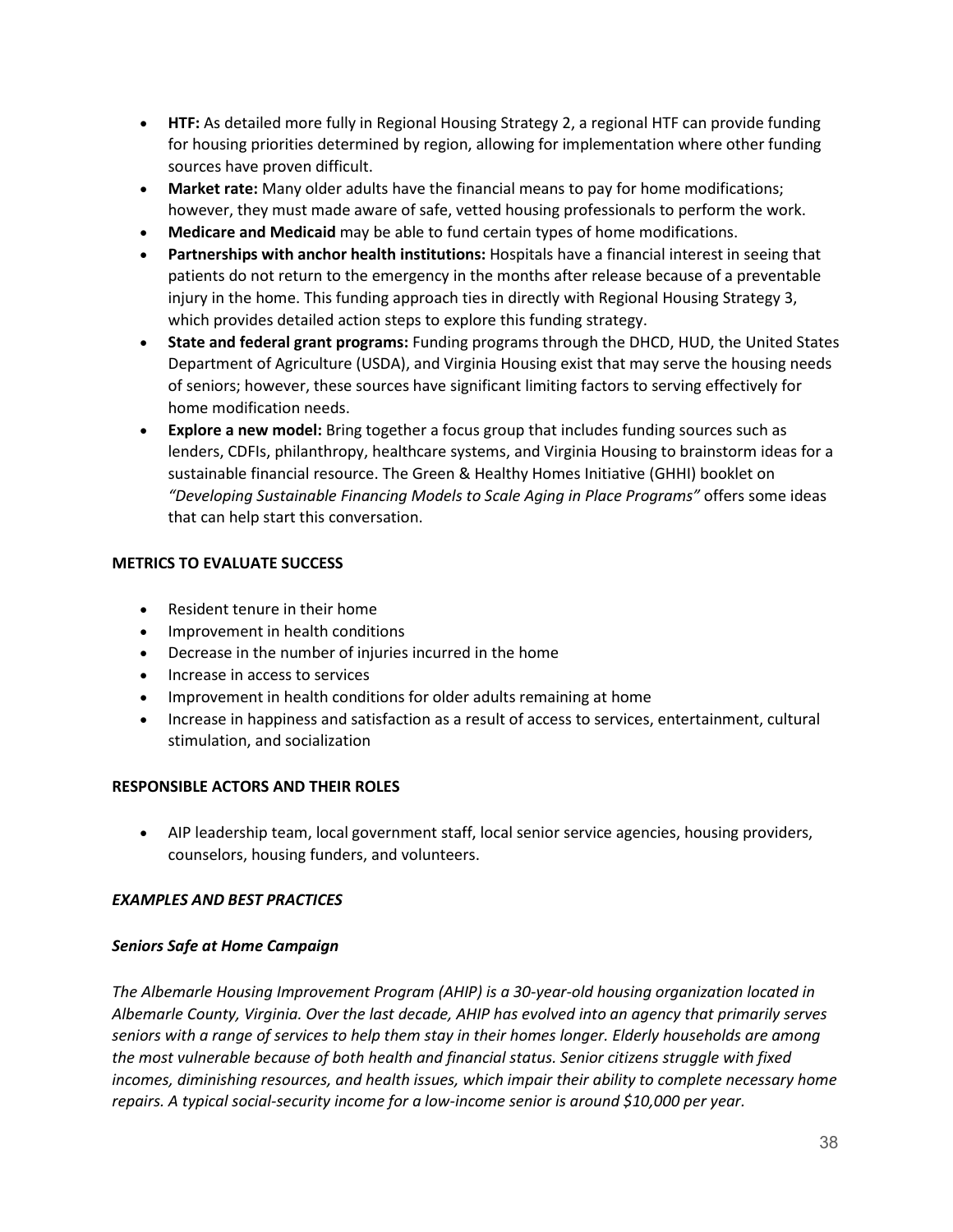- **HTF:** As detailed more fully in Regional Housing Strategy 2, a regional HTF can provide funding for housing priorities determined by region, allowing for implementation where other funding sources have proven difficult.
- **Market rate:** Many older adults have the financial means to pay for home modifications; however, they must made aware of safe, vetted housing professionals to perform the work.
- **Medicare and Medicaid** may be able to fund certain types of home modifications.
- **Partnerships with anchor health institutions:** Hospitals have a financial interest in seeing that patients do not return to the emergency in the months after release because of a preventable injury in the home. This funding approach ties in directly with Regional Housing Strategy 3, which provides detailed action steps to explore this funding strategy.
- **State and federal grant programs:** Funding programs through the DHCD, HUD, the United States Department of Agriculture (USDA), and Virginia Housing exist that may serve the housing needs of seniors; however, these sources have significant limiting factors to serving effectively for home modification needs.
- **Explore a new model:** Bring together a focus group that includes funding sources such as lenders, CDFIs, philanthropy, healthcare systems, and Virginia Housing to brainstorm ideas for a sustainable financial resource. The Green & Healthy Homes Initiative (GHHI) booklet on *"Developing Sustainable Financing Models to Scale Aging in Place Programs"* offers some ideas that can help start this conversation.

**METRICS TO EVALUATE SUCCESS**

- Resident tenure in their home
- Improvement in health conditions
- Decrease in the number of injuries incurred in the home
- Increase in access to services
- Improvement in health conditions for older adults remaining at home
- Increase in happiness and satisfaction as a result of access to services, entertainment, cultural stimulation, and socialization

**RESPONSIBLE ACTORS AND THEIR ROLES**

- AIP leadership team, local government staff, local senior service agencies, housing providers, counselors, housing funders, and volunteers.

***EXAMPLES AND BEST PRACTICES***

***Seniors Safe at Home Campaign***

*The Albemarle Housing Improvement Program (AHIP) is a 30-year-old housing organization located in Albemarle County, Virginia. Over the last decade, AHIP has evolved into an agency that primarily serves seniors with a range of services to help them stay in their homes longer. Elderly households are among the most vulnerable because of both health and financial status. Senior citizens struggle with fixed incomes, diminishing resources, and health issues, which impair their ability to complete necessary home repairs. A typical social-security income for a low-income senior is around $10,000 per year.*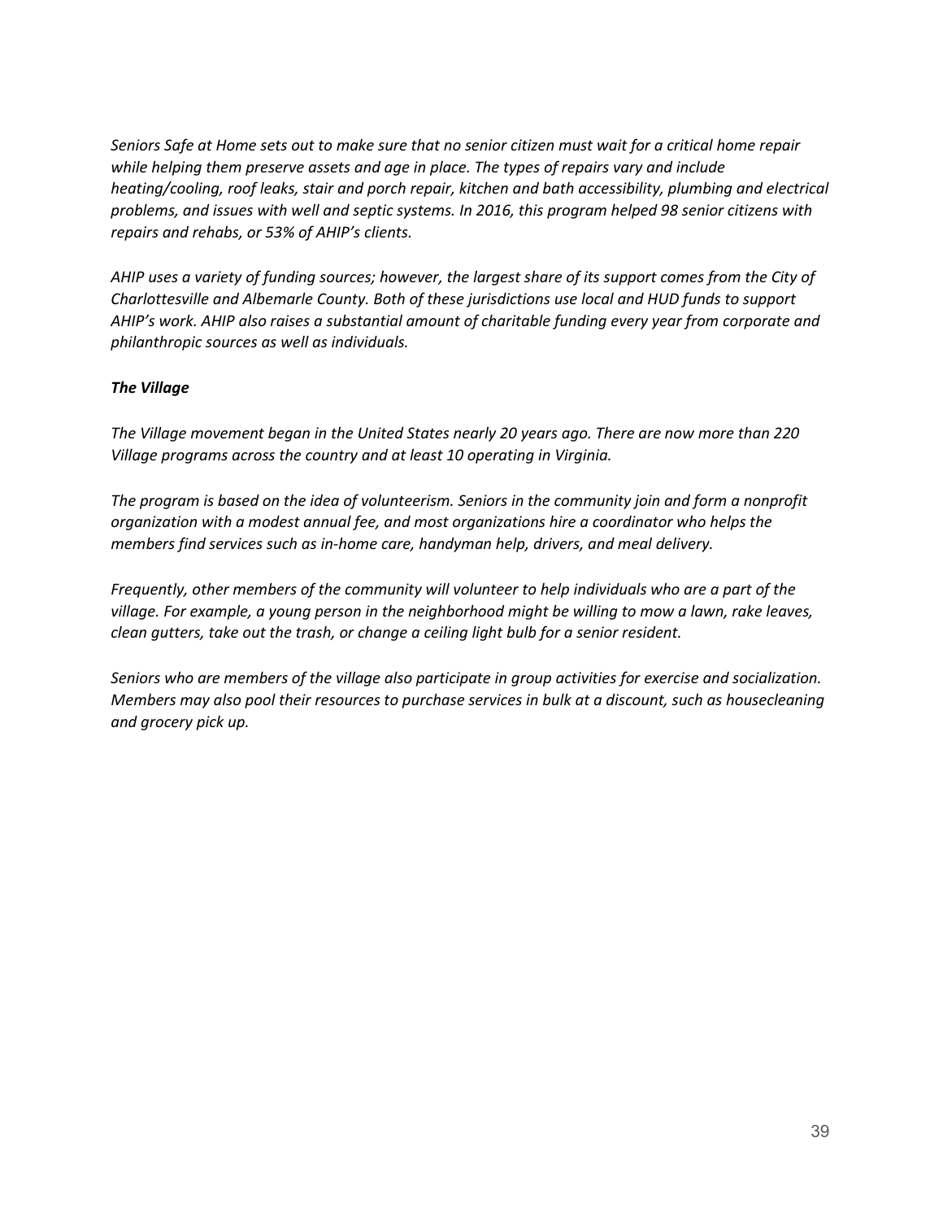*Seniors Safe at Home sets out to make sure that no senior citizen must wait for a critical home repair while helping them preserve assets and age in place. The types of repairs vary and include heating/cooling, roof leaks, stair and porch repair, kitchen and bath accessibility, plumbing and electrical problems, and issues with well and septic systems. In 2016, this program helped 98 senior citizens with repairs and rehabs, or 53% of AHIP's clients.*

*AHIP uses a variety of funding sources; however, the largest share of its support comes from the City of Charlottesville and Albemarle County. Both of these jurisdictions use local and HUD funds to support AHIP's work. AHIP also raises a substantial amount of charitable funding every year from corporate and philanthropic sources as well as individuals.*

***The Village***

*The Village movement began in the United States nearly 20 years ago. There are now more than 220 Village programs across the country and at least 10 operating in Virginia.*

*The program is based on the idea of volunteerism. Seniors in the community join and form a nonprofit organization with a modest annual fee, and most organizations hire a coordinator who helps the members find services such as in-home care, handyman help, drivers, and meal delivery.*

*Frequently, other members of the community will volunteer to help individuals who are a part of the village. For example, a young person in the neighborhood might be willing to mow a lawn, rake leaves, clean gutters, take out the trash, or change a ceiling light bulb for a senior resident.*

*Seniors who are members of the village also participate in group activities for exercise and socialization. Members may also pool their resources to purchase services in bulk at a discount, such as housecleaning and grocery pick up.*